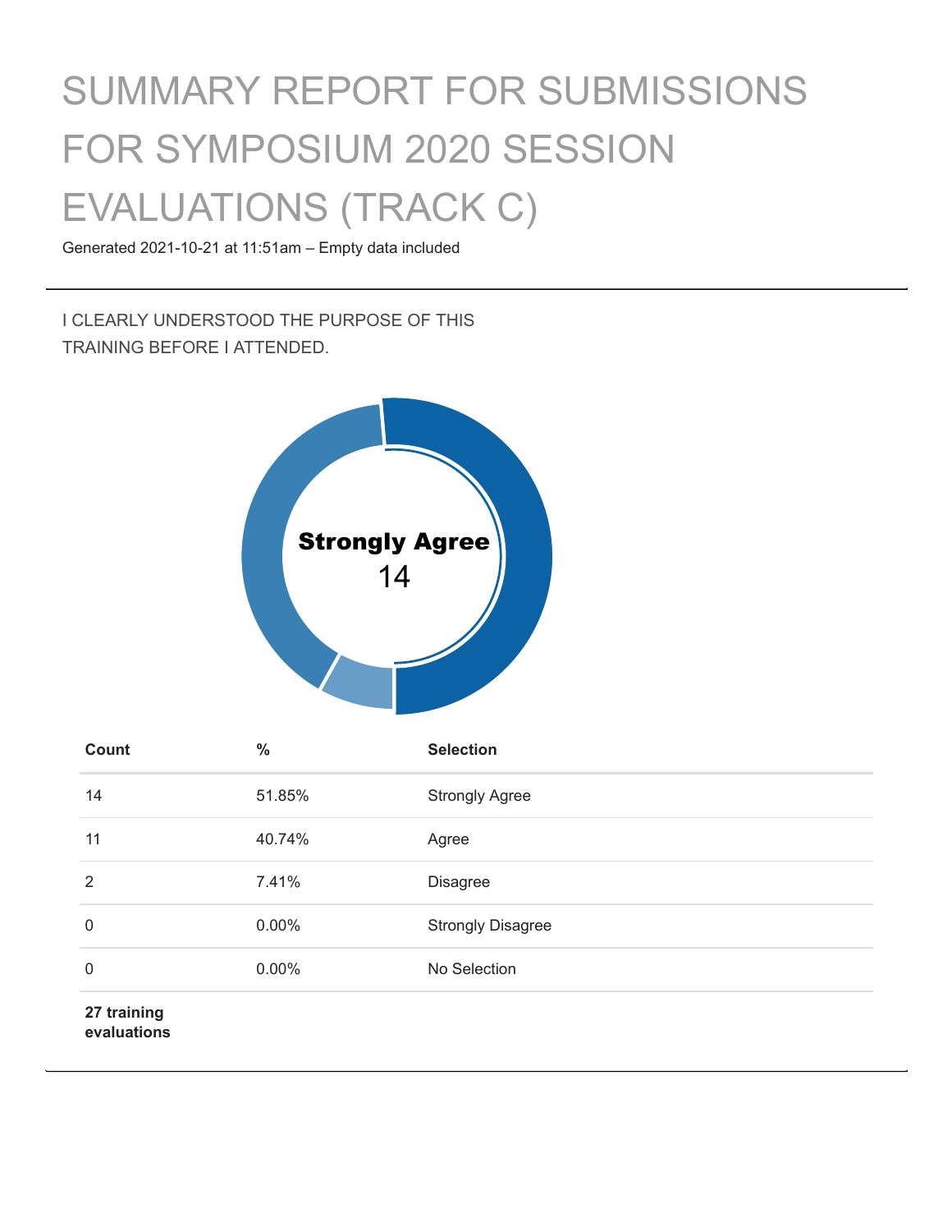# SUMMARY REPORT FOR SUBMISSIONS FOR SYMPOSIUM 2020 SESSION EVALUATIONS (TRACK C)

Generated 2021-10-21 at 11:51am – Empty data included

## I CLEARLY UNDERSTOOD THE PURPOSE OF THIS TRAINING BEFORE I ATTENDED.

**Strongly Agree**
14

| Count | % | Selection |
|---|---|---|
| 14 | 51.85% | Strongly Agree |
| 11 | 40.74% | Agree |
| 2 | 7.41% | Disagree |
| 0 | 0.00% | Strongly Disagree |
| 0 | 0.00% | No Selection |
| **27 training evaluations** | | |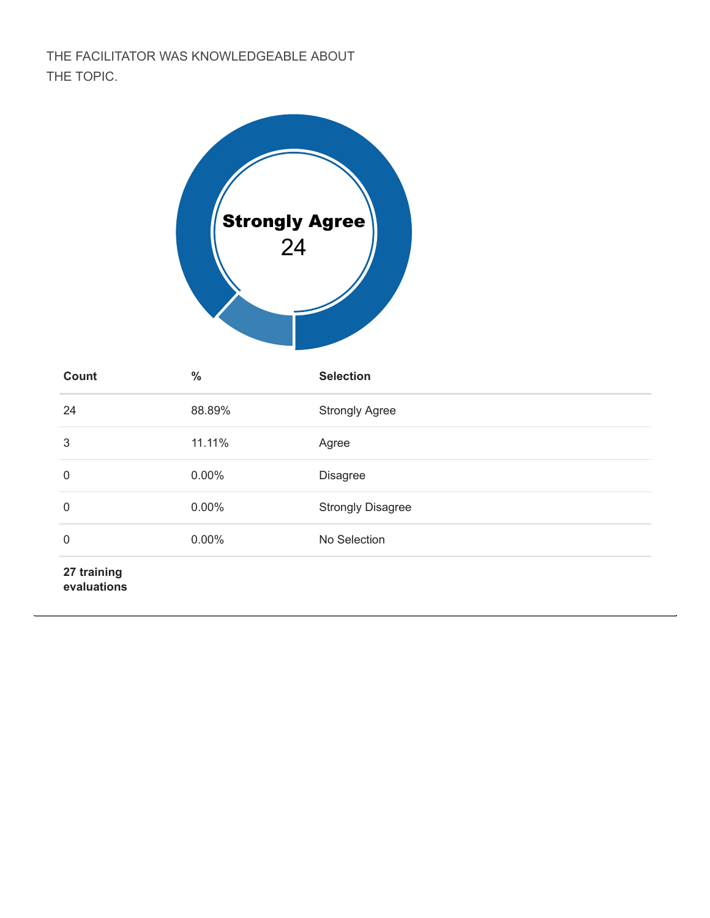THE FACILITATOR WAS KNOWLEDGEABLE ABOUT THE TOPIC.

**Strongly Agree**
24

| Count | % | Selection |
|---|---|---|
| 24 | 88.89% | Strongly Agree |
| 3 | 11.11% | Agree |
| 0 | 0.00% | Disagree |
| 0 | 0.00% | Strongly Disagree |
| 0 | 0.00% | No Selection |
| **27 training evaluations** | | |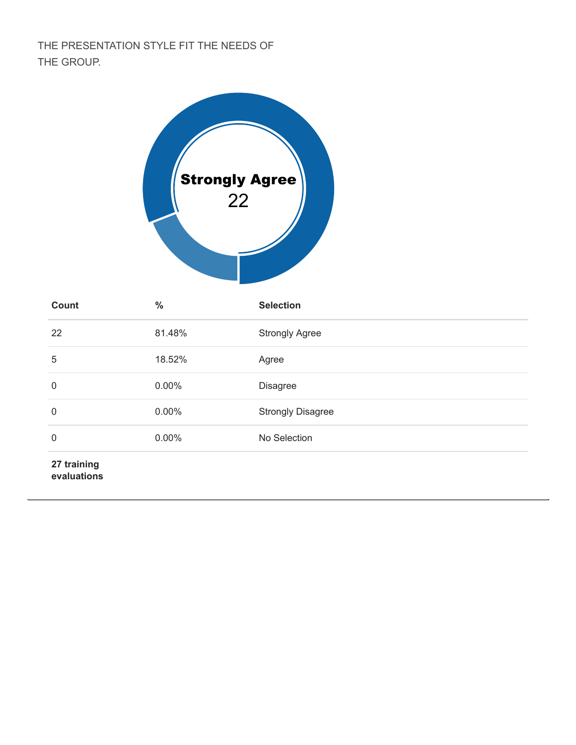THE PRESENTATION STYLE FIT THE NEEDS OF THE GROUP.

**Strongly Agree**
22

| Count | % | Selection |
|---|---|---|
| 22 | 81.48% | Strongly Agree |
| 5 | 18.52% | Agree |
| 0 | 0.00% | Disagree |
| 0 | 0.00% | Strongly Disagree |
| 0 | 0.00% | No Selection |
| **27 training evaluations** | | |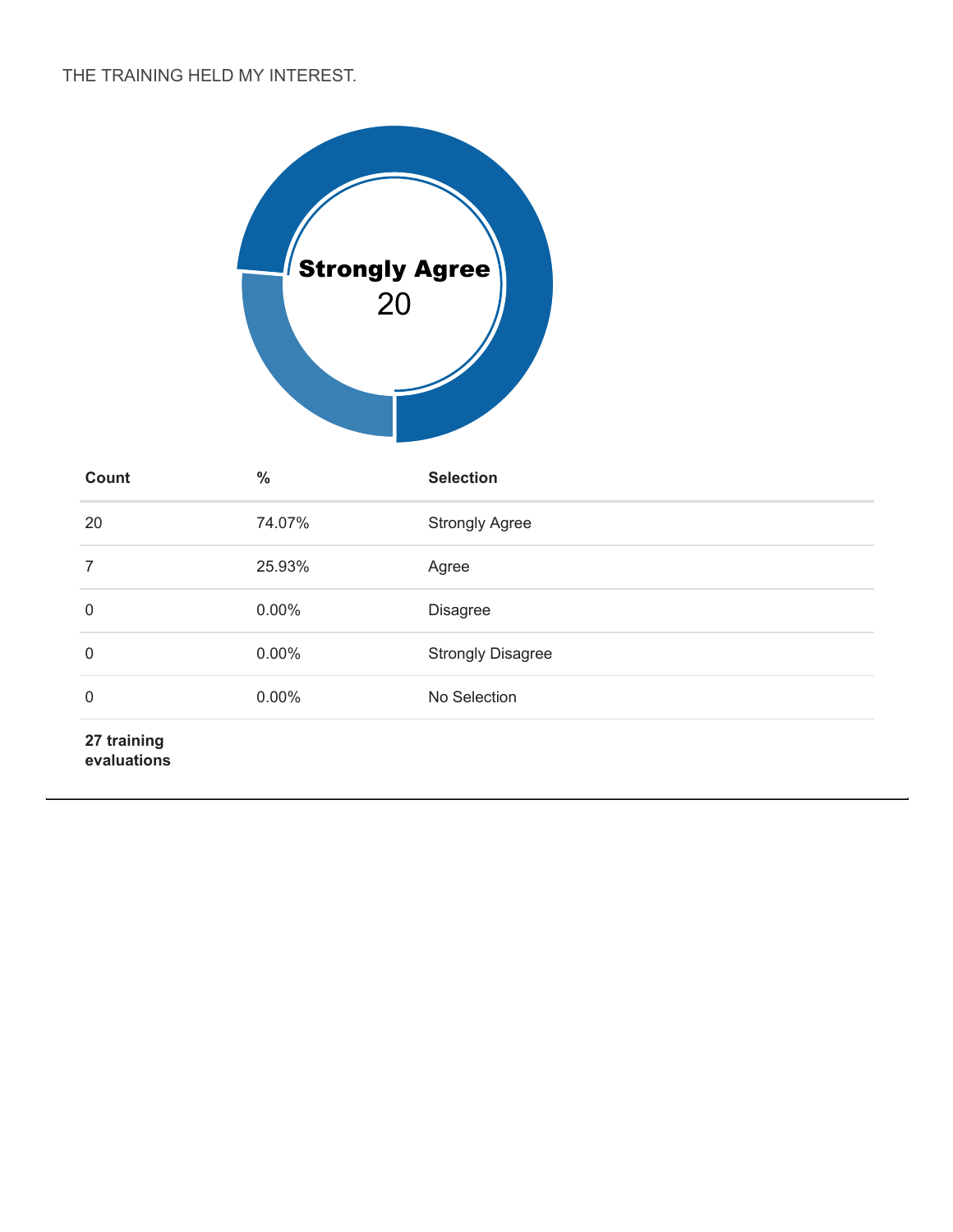THE TRAINING HELD MY INTEREST.

**Strongly Agree**
20

| Count | % | Selection |
|---|---|---|
| 20 | 74.07% | Strongly Agree |
| 7 | 25.93% | Agree |
| 0 | 0.00% | Disagree |
| 0 | 0.00% | Strongly Disagree |
| 0 | 0.00% | No Selection |
| **27 training evaluations** | | |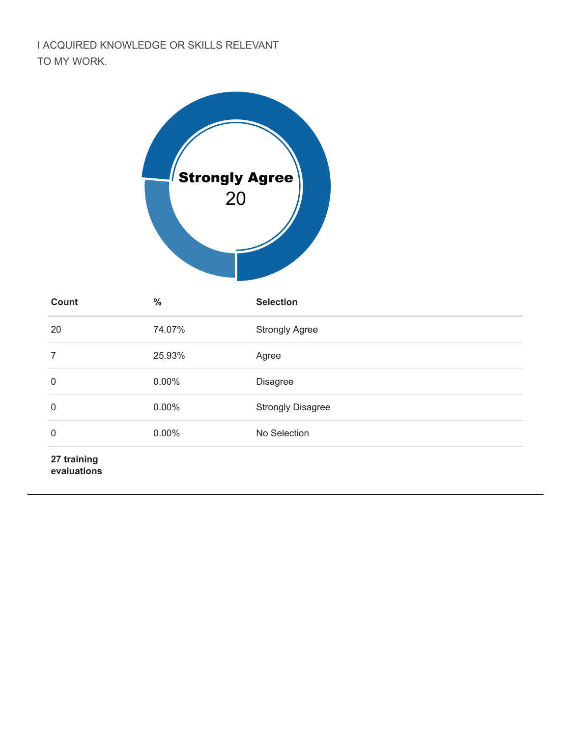I ACQUIRED KNOWLEDGE OR SKILLS RELEVANT TO MY WORK.

**Strongly Agree**
20

| Count | % | Selection |
|---|---|---|
| 20 | 74.07% | Strongly Agree |
| 7 | 25.93% | Agree |
| 0 | 0.00% | Disagree |
| 0 | 0.00% | Strongly Disagree |
| 0 | 0.00% | No Selection |
| **27 training evaluations** | | |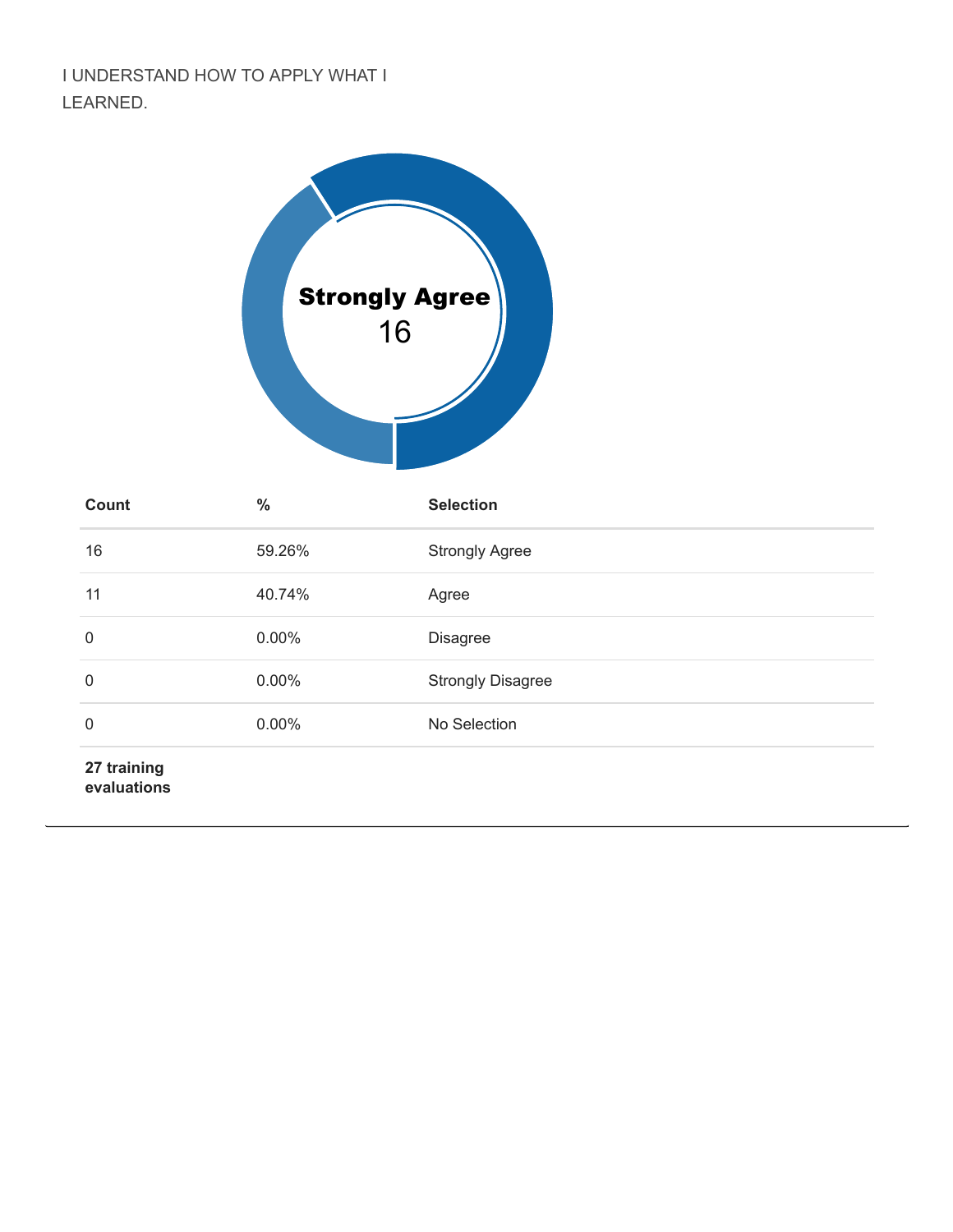I UNDERSTAND HOW TO APPLY WHAT I LEARNED.

**Strongly Agree**
16

| Count | % | Selection |
|---|---|---|
| 16 | 59.26% | Strongly Agree |
| 11 | 40.74% | Agree |
| 0 | 0.00% | Disagree |
| 0 | 0.00% | Strongly Disagree |
| 0 | 0.00% | No Selection |
| **27 training evaluations** | | |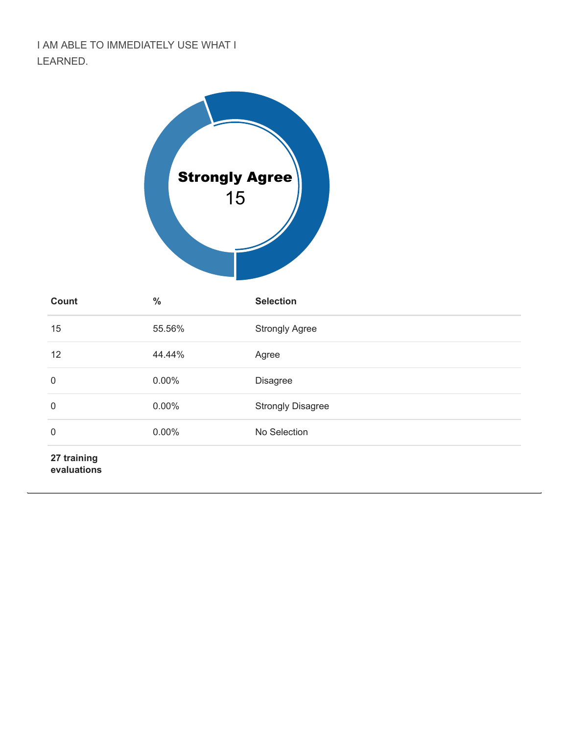I AM ABLE TO IMMEDIATELY USE WHAT I LEARNED.

**Strongly Agree**
15

| Count | % | Selection |
|---|---|---|
| 15 | 55.56% | Strongly Agree |
| 12 | 44.44% | Agree |
| 0 | 0.00% | Disagree |
| 0 | 0.00% | Strongly Disagree |
| 0 | 0.00% | No Selection |
| **27 training evaluations** | | |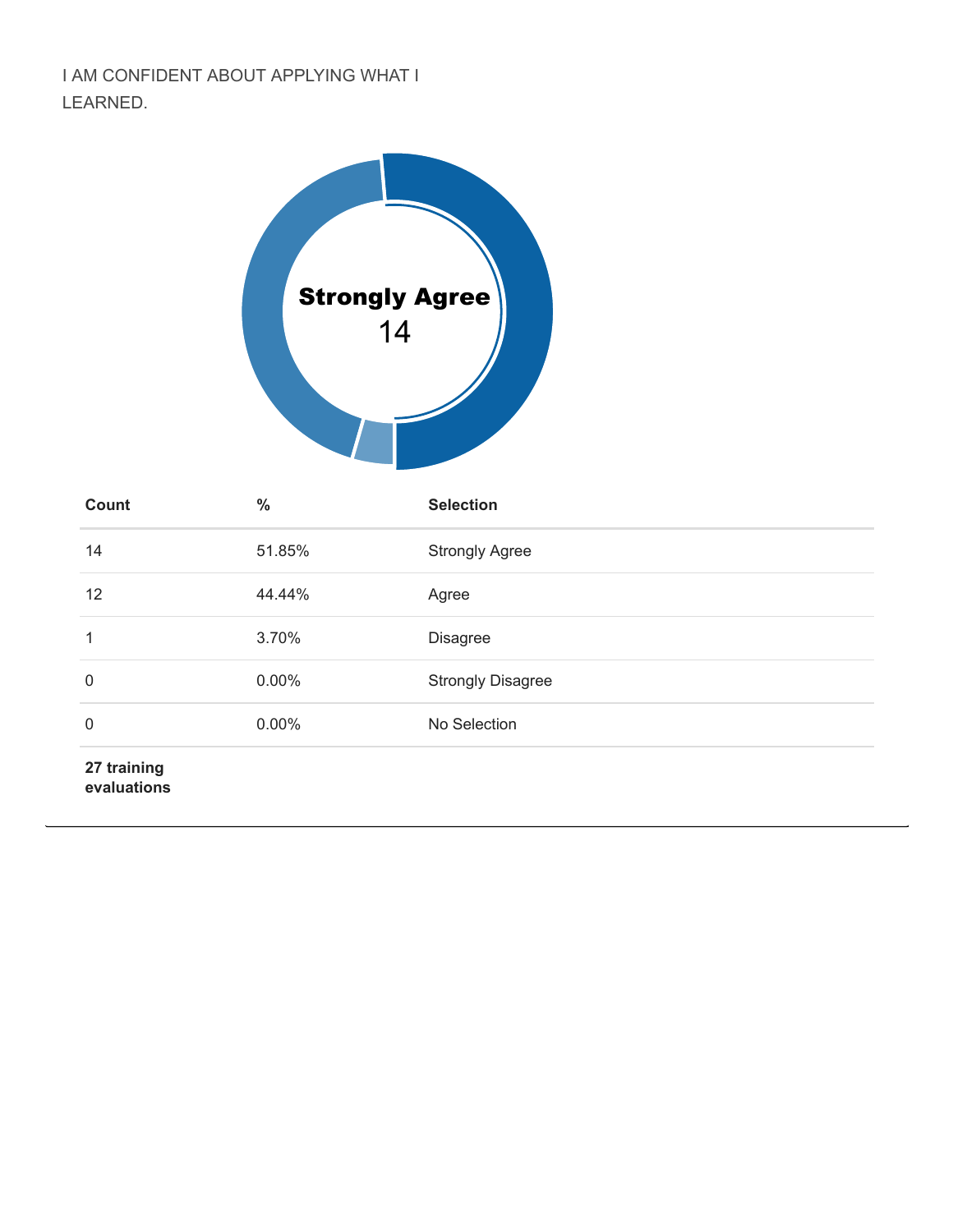I AM CONFIDENT ABOUT APPLYING WHAT I LEARNED.

**Strongly Agree**
14

| Count | % | Selection |
|---|---|---|
| 14 | 51.85% | Strongly Agree |
| 12 | 44.44% | Agree |
| 1 | 3.70% | Disagree |
| 0 | 0.00% | Strongly Disagree |
| 0 | 0.00% | No Selection |
| **27 training evaluations** | | |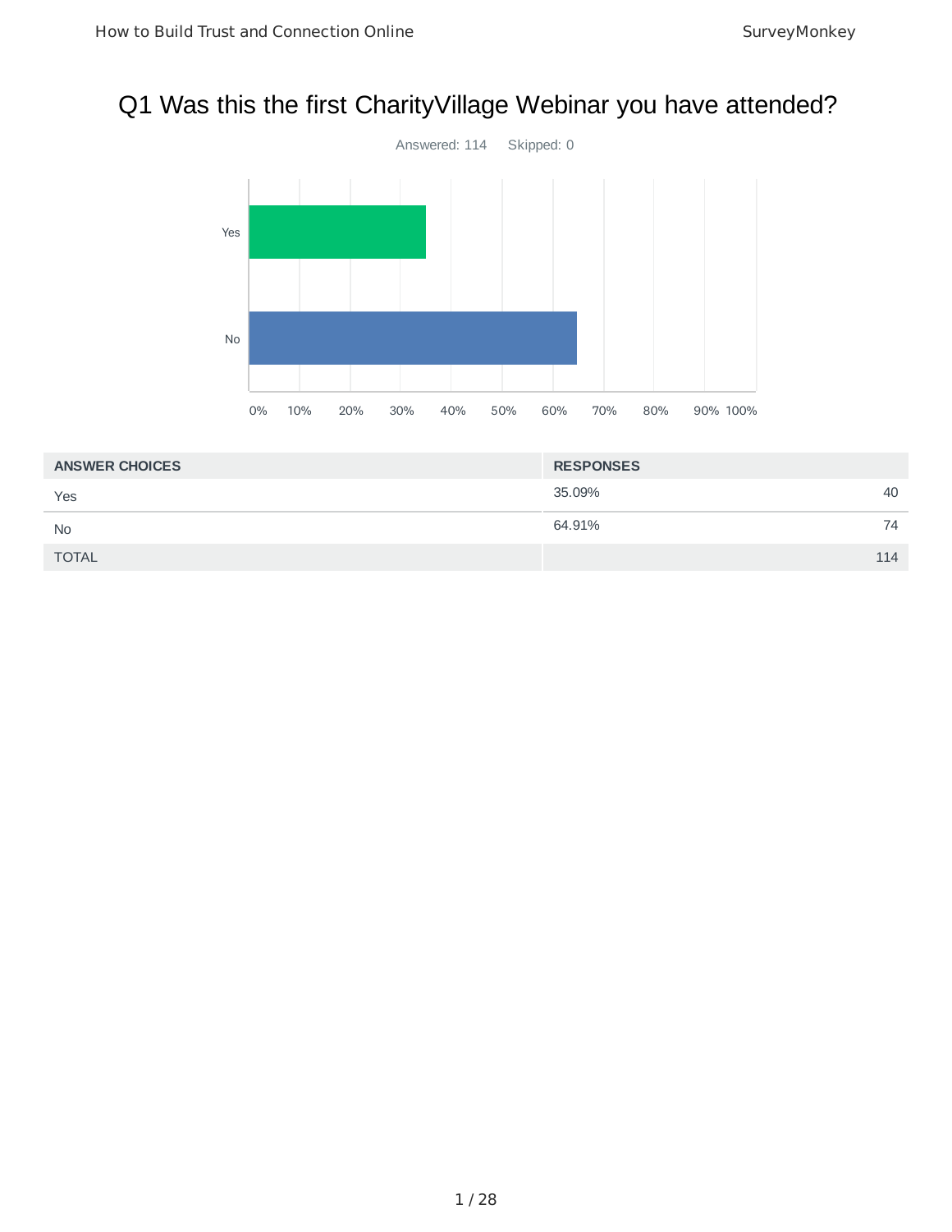# Q1 Was this the first CharityVillage Webinar you have attended?

Answered: 114 Skipped: 0

| ANSWER CHOICES | RESPONSES | |
|---|---|---|
| Yes | 35.09% | 40 |
| No | 64.91% | 74 |
| TOTAL | | 114 |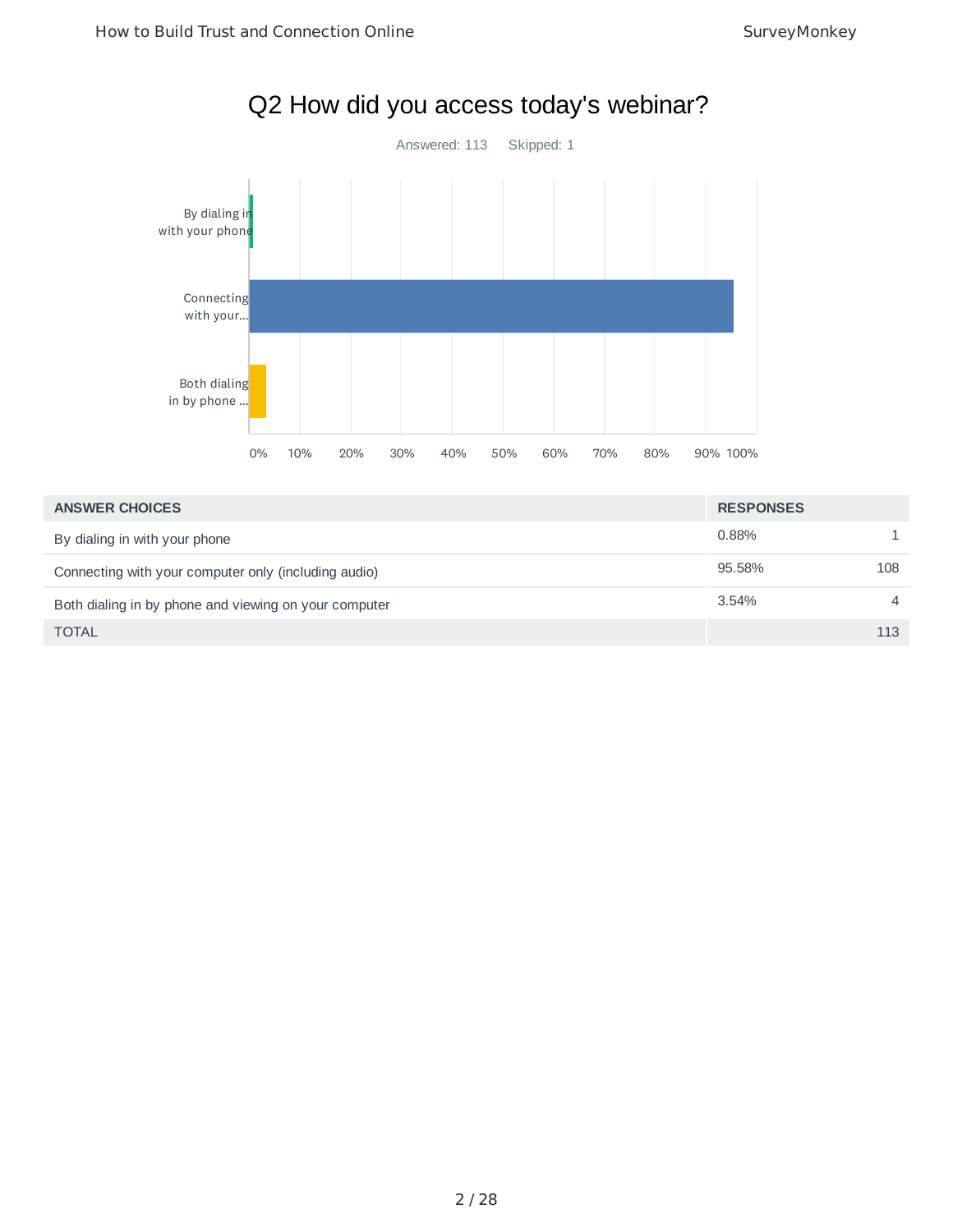# Q2 How did you access today's webinar?

Answered: 113 Skipped: 1

| ANSWER CHOICES | RESPONSES | |
|---|---|---|
| By dialing in with your phone | 0.88% | 1 |
| Connecting with your computer only (including audio) | 95.58% | 108 |
| Both dialing in by phone and viewing on your computer | 3.54% | 4 |
| TOTAL | | 113 |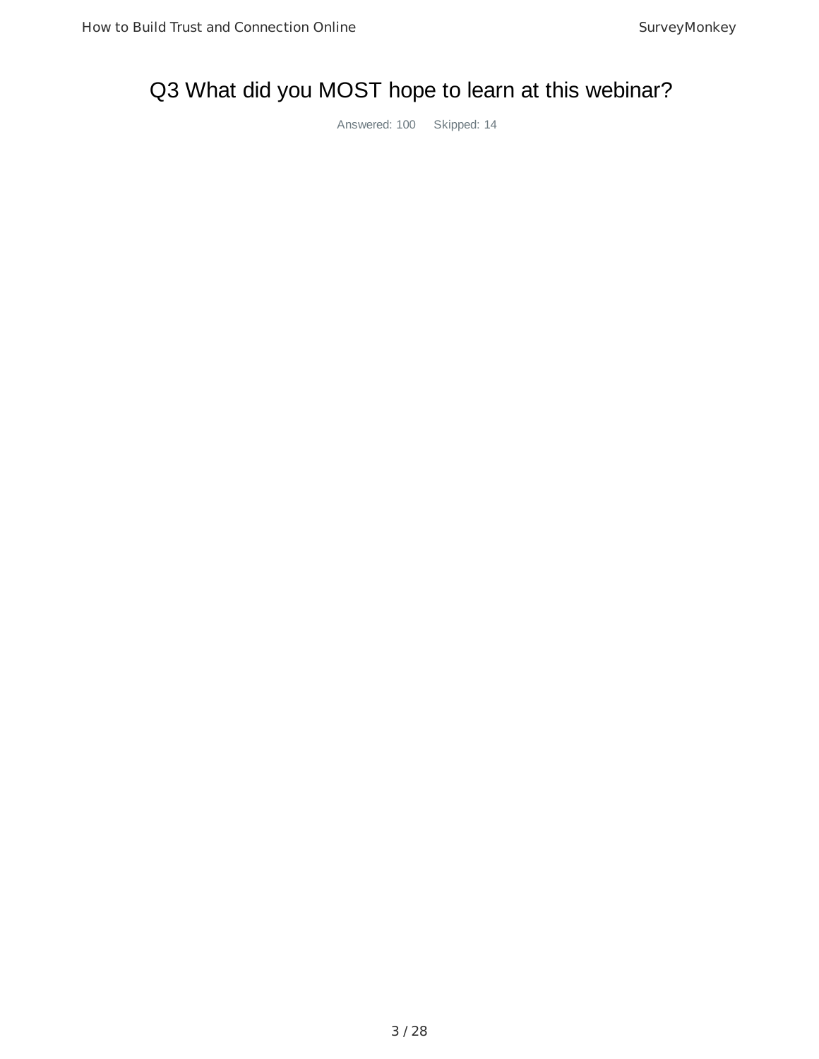# Q3 What did you MOST hope to learn at this webinar?

Answered: 100 Skipped: 14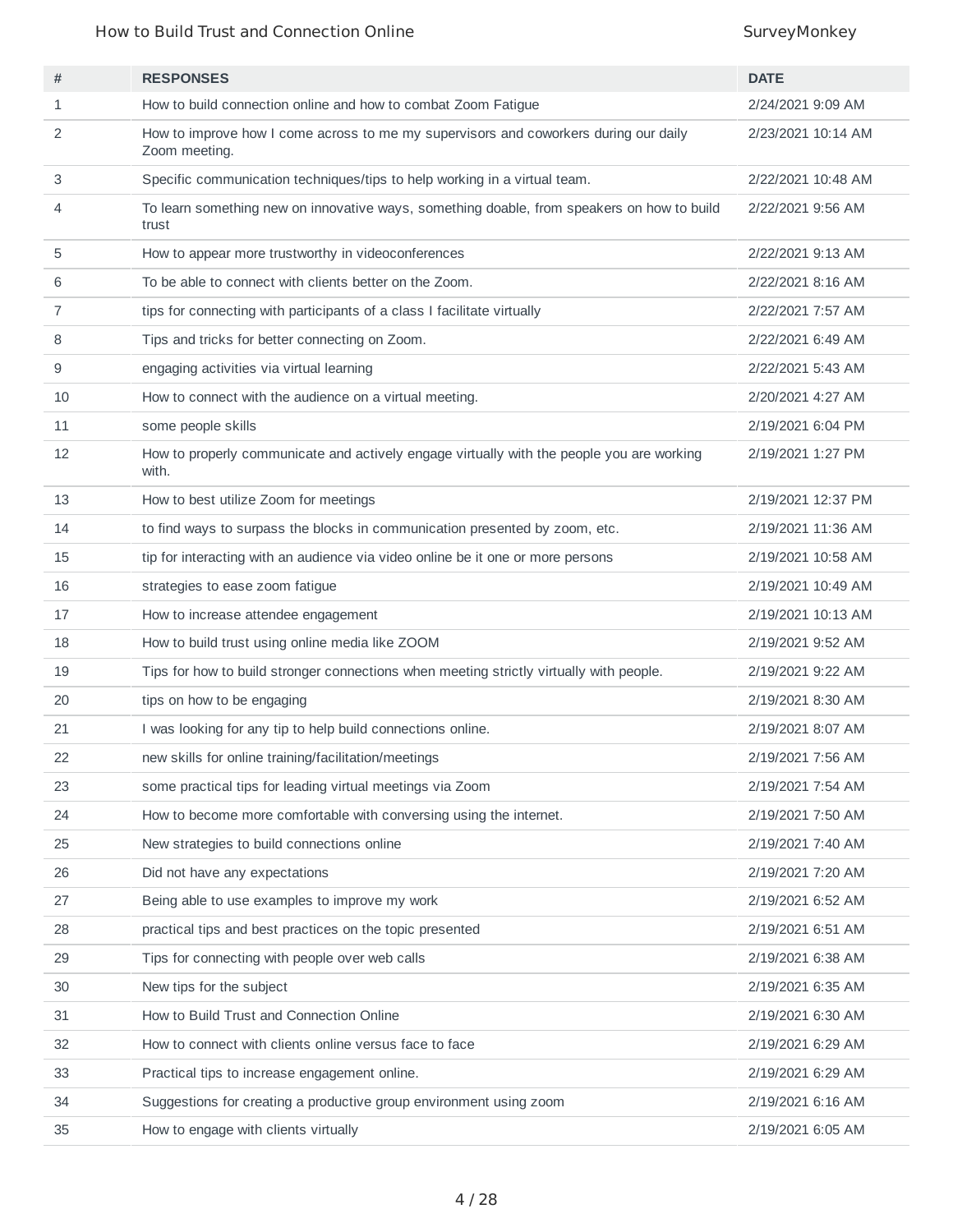| # | RESPONSES | DATE |
|---|---|---|
| 1 | How to build connection online and how to combat Zoom Fatigue | 2/24/2021 9:09 AM |
| 2 | How to improve how I come across to me my supervisors and coworkers during our daily Zoom meeting. | 2/23/2021 10:14 AM |
| 3 | Specific communication techniques/tips to help working in a virtual team. | 2/22/2021 10:48 AM |
| 4 | To learn something new on innovative ways, something doable, from speakers on how to build trust | 2/22/2021 9:56 AM |
| 5 | How to appear more trustworthy in videoconferences | 2/22/2021 9:13 AM |
| 6 | To be able to connect with clients better on the Zoom. | 2/22/2021 8:16 AM |
| 7 | tips for connecting with participants of a class I facilitate virtually | 2/22/2021 7:57 AM |
| 8 | Tips and tricks for better connecting on Zoom. | 2/22/2021 6:49 AM |
| 9 | engaging activities via virtual learning | 2/22/2021 5:43 AM |
| 10 | How to connect with the audience on a virtual meeting. | 2/20/2021 4:27 AM |
| 11 | some people skills | 2/19/2021 6:04 PM |
| 12 | How to properly communicate and actively engage virtually with the people you are working with. | 2/19/2021 1:27 PM |
| 13 | How to best utilize Zoom for meetings | 2/19/2021 12:37 PM |
| 14 | to find ways to surpass the blocks in communication presented by zoom, etc. | 2/19/2021 11:36 AM |
| 15 | tip for interacting with an audience via video online be it one or more persons | 2/19/2021 10:58 AM |
| 16 | strategies to ease zoom fatigue | 2/19/2021 10:49 AM |
| 17 | How to increase attendee engagement | 2/19/2021 10:13 AM |
| 18 | How to build trust using online media like ZOOM | 2/19/2021 9:52 AM |
| 19 | Tips for how to build stronger connections when meeting strictly virtually with people. | 2/19/2021 9:22 AM |
| 20 | tips on how to be engaging | 2/19/2021 8:30 AM |
| 21 | I was looking for any tip to help build connections online. | 2/19/2021 8:07 AM |
| 22 | new skills for online training/facilitation/meetings | 2/19/2021 7:56 AM |
| 23 | some practical tips for leading virtual meetings via Zoom | 2/19/2021 7:54 AM |
| 24 | How to become more comfortable with conversing using the internet. | 2/19/2021 7:50 AM |
| 25 | New strategies to build connections online | 2/19/2021 7:40 AM |
| 26 | Did not have any expectations | 2/19/2021 7:20 AM |
| 27 | Being able to use examples to improve my work | 2/19/2021 6:52 AM |
| 28 | practical tips and best practices on the topic presented | 2/19/2021 6:51 AM |
| 29 | Tips for connecting with people over web calls | 2/19/2021 6:38 AM |
| 30 | New tips for the subject | 2/19/2021 6:35 AM |
| 31 | How to Build Trust and Connection Online | 2/19/2021 6:30 AM |
| 32 | How to connect with clients online versus face to face | 2/19/2021 6:29 AM |
| 33 | Practical tips to increase engagement online. | 2/19/2021 6:29 AM |
| 34 | Suggestions for creating a productive group environment using zoom | 2/19/2021 6:16 AM |
| 35 | How to engage with clients virtually | 2/19/2021 6:05 AM |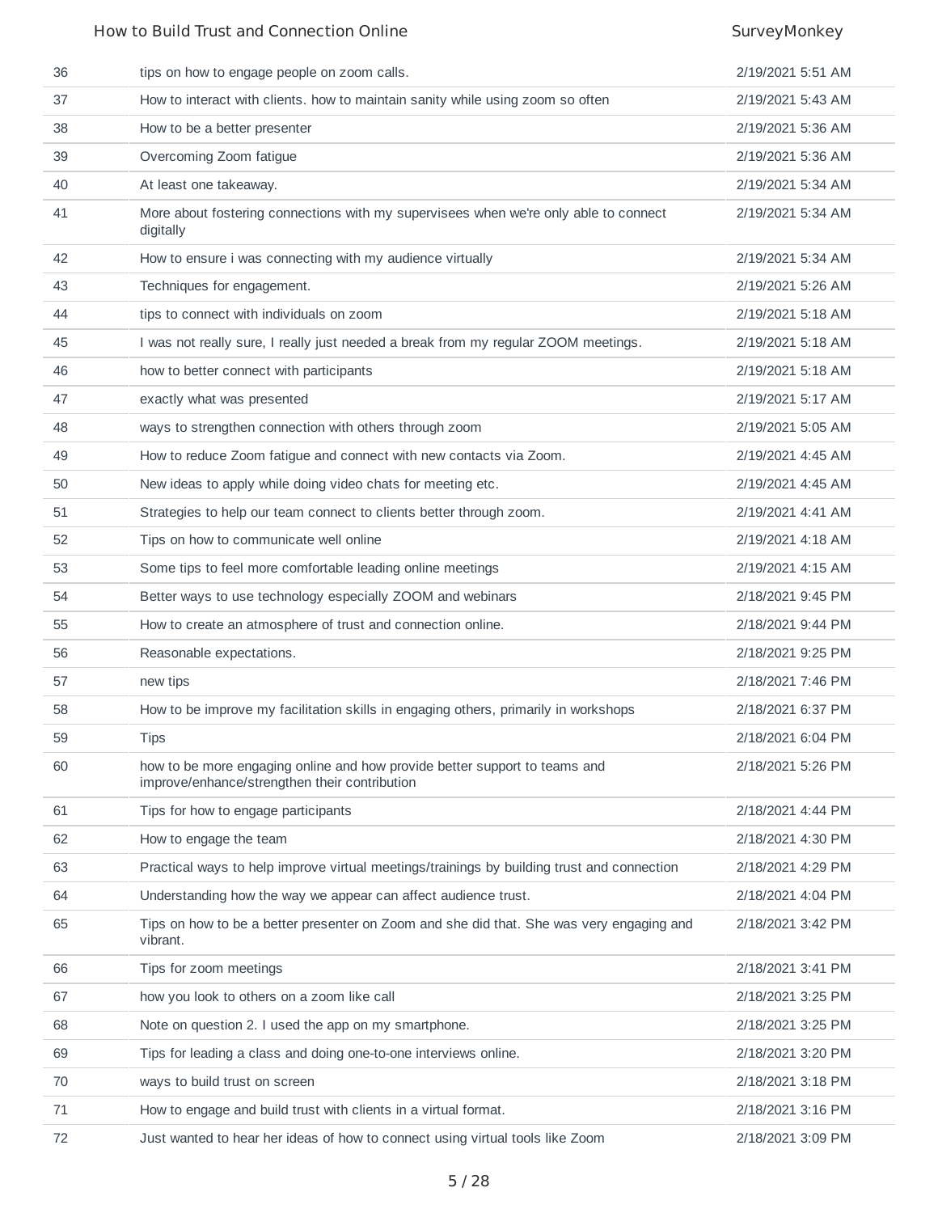| | | |
|---|---|---|
| 36 | tips on how to engage people on zoom calls. | 2/19/2021 5:51 AM |
| 37 | How to interact with clients. how to maintain sanity while using zoom so often | 2/19/2021 5:43 AM |
| 38 | How to be a better presenter | 2/19/2021 5:36 AM |
| 39 | Overcoming Zoom fatigue | 2/19/2021 5:36 AM |
| 40 | At least one takeaway. | 2/19/2021 5:34 AM |
| 41 | More about fostering connections with my supervisees when we're only able to connect digitally | 2/19/2021 5:34 AM |
| 42 | How to ensure i was connecting with my audience virtually | 2/19/2021 5:34 AM |
| 43 | Techniques for engagement. | 2/19/2021 5:26 AM |
| 44 | tips to connect with individuals on zoom | 2/19/2021 5:18 AM |
| 45 | I was not really sure, I really just needed a break from my regular ZOOM meetings. | 2/19/2021 5:18 AM |
| 46 | how to better connect with participants | 2/19/2021 5:18 AM |
| 47 | exactly what was presented | 2/19/2021 5:17 AM |
| 48 | ways to strengthen connection with others through zoom | 2/19/2021 5:05 AM |
| 49 | How to reduce Zoom fatigue and connect with new contacts via Zoom. | 2/19/2021 4:45 AM |
| 50 | New ideas to apply while doing video chats for meeting etc. | 2/19/2021 4:45 AM |
| 51 | Strategies to help our team connect to clients better through zoom. | 2/19/2021 4:41 AM |
| 52 | Tips on how to communicate well online | 2/19/2021 4:18 AM |
| 53 | Some tips to feel more comfortable leading online meetings | 2/19/2021 4:15 AM |
| 54 | Better ways to use technology especially ZOOM and webinars | 2/18/2021 9:45 PM |
| 55 | How to create an atmosphere of trust and connection online. | 2/18/2021 9:44 PM |
| 56 | Reasonable expectations. | 2/18/2021 9:25 PM |
| 57 | new tips | 2/18/2021 7:46 PM |
| 58 | How to be improve my facilitation skills in engaging others, primarily in workshops | 2/18/2021 6:37 PM |
| 59 | Tips | 2/18/2021 6:04 PM |
| 60 | how to be more engaging online and how provide better support to teams and improve/enhance/strengthen their contribution | 2/18/2021 5:26 PM |
| 61 | Tips for how to engage participants | 2/18/2021 4:44 PM |
| 62 | How to engage the team | 2/18/2021 4:30 PM |
| 63 | Practical ways to help improve virtual meetings/trainings by building trust and connection | 2/18/2021 4:29 PM |
| 64 | Understanding how the way we appear can affect audience trust. | 2/18/2021 4:04 PM |
| 65 | Tips on how to be a better presenter on Zoom and she did that. She was very engaging and vibrant. | 2/18/2021 3:42 PM |
| 66 | Tips for zoom meetings | 2/18/2021 3:41 PM |
| 67 | how you look to others on a zoom like call | 2/18/2021 3:25 PM |
| 68 | Note on question 2. I used the app on my smartphone. | 2/18/2021 3:25 PM |
| 69 | Tips for leading a class and doing one-to-one interviews online. | 2/18/2021 3:20 PM |
| 70 | ways to build trust on screen | 2/18/2021 3:18 PM |
| 71 | How to engage and build trust with clients in a virtual format. | 2/18/2021 3:16 PM |
| 72 | Just wanted to hear her ideas of how to connect using virtual tools like Zoom | 2/18/2021 3:09 PM |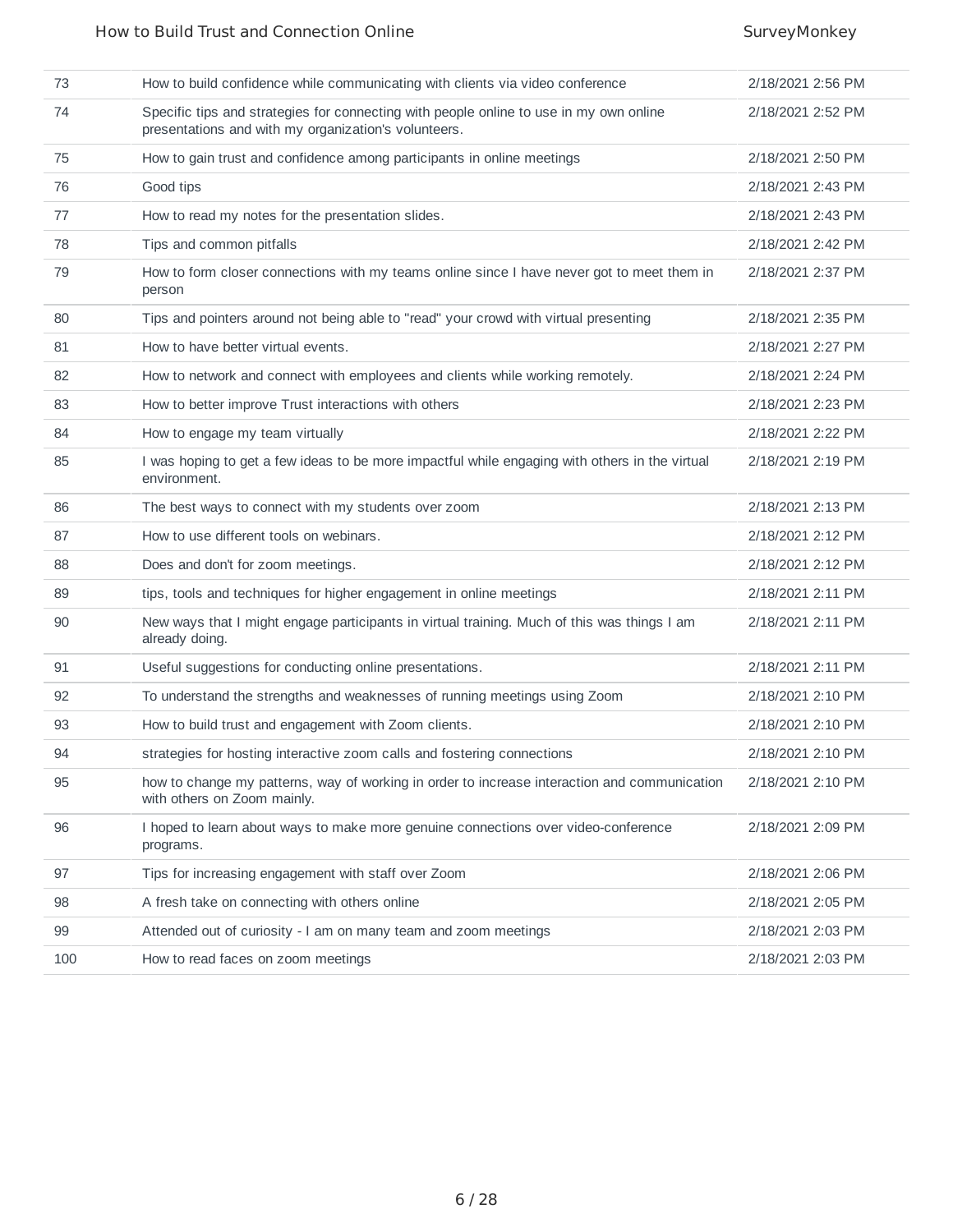| | | |
|---|---|---|
| 73 | How to build confidence while communicating with clients via video conference | 2/18/2021 2:56 PM |
| 74 | Specific tips and strategies for connecting with people online to use in my own online presentations and with my organization's volunteers. | 2/18/2021 2:52 PM |
| 75 | How to gain trust and confidence among participants in online meetings | 2/18/2021 2:50 PM |
| 76 | Good tips | 2/18/2021 2:43 PM |
| 77 | How to read my notes for the presentation slides. | 2/18/2021 2:43 PM |
| 78 | Tips and common pitfalls | 2/18/2021 2:42 PM |
| 79 | How to form closer connections with my teams online since I have never got to meet them in person | 2/18/2021 2:37 PM |
| 80 | Tips and pointers around not being able to "read" your crowd with virtual presenting | 2/18/2021 2:35 PM |
| 81 | How to have better virtual events. | 2/18/2021 2:27 PM |
| 82 | How to network and connect with employees and clients while working remotely. | 2/18/2021 2:24 PM |
| 83 | How to better improve Trust interactions with others | 2/18/2021 2:23 PM |
| 84 | How to engage my team virtually | 2/18/2021 2:22 PM |
| 85 | I was hoping to get a few ideas to be more impactful while engaging with others in the virtual environment. | 2/18/2021 2:19 PM |
| 86 | The best ways to connect with my students over zoom | 2/18/2021 2:13 PM |
| 87 | How to use different tools on webinars. | 2/18/2021 2:12 PM |
| 88 | Does and don't for zoom meetings. | 2/18/2021 2:12 PM |
| 89 | tips, tools and techniques for higher engagement in online meetings | 2/18/2021 2:11 PM |
| 90 | New ways that I might engage participants in virtual training. Much of this was things I am already doing. | 2/18/2021 2:11 PM |
| 91 | Useful suggestions for conducting online presentations. | 2/18/2021 2:11 PM |
| 92 | To understand the strengths and weaknesses of running meetings using Zoom | 2/18/2021 2:10 PM |
| 93 | How to build trust and engagement with Zoom clients. | 2/18/2021 2:10 PM |
| 94 | strategies for hosting interactive zoom calls and fostering connections | 2/18/2021 2:10 PM |
| 95 | how to change my patterns, way of working in order to increase interaction and communication with others on Zoom mainly. | 2/18/2021 2:10 PM |
| 96 | I hoped to learn about ways to make more genuine connections over video-conference programs. | 2/18/2021 2:09 PM |
| 97 | Tips for increasing engagement with staff over Zoom | 2/18/2021 2:06 PM |
| 98 | A fresh take on connecting with others online | 2/18/2021 2:05 PM |
| 99 | Attended out of curiosity - I am on many team and zoom meetings | 2/18/2021 2:03 PM |
| 100 | How to read faces on zoom meetings | 2/18/2021 2:03 PM |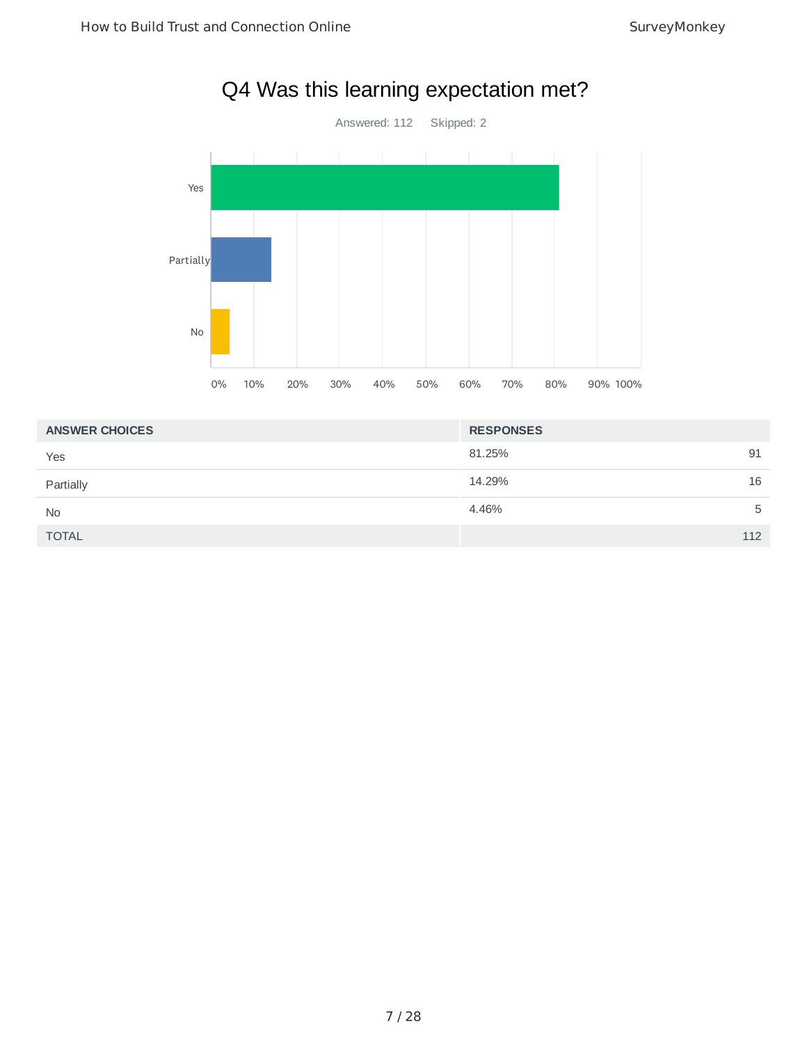## Q4 Was this learning expectation met?

Answered: 112 Skipped: 2

| ANSWER CHOICES | RESPONSES | |
|---|---|---|
| Yes | 81.25% | 91 |
| Partially | 14.29% | 16 |
| No | 4.46% | 5 |
| TOTAL | | 112 |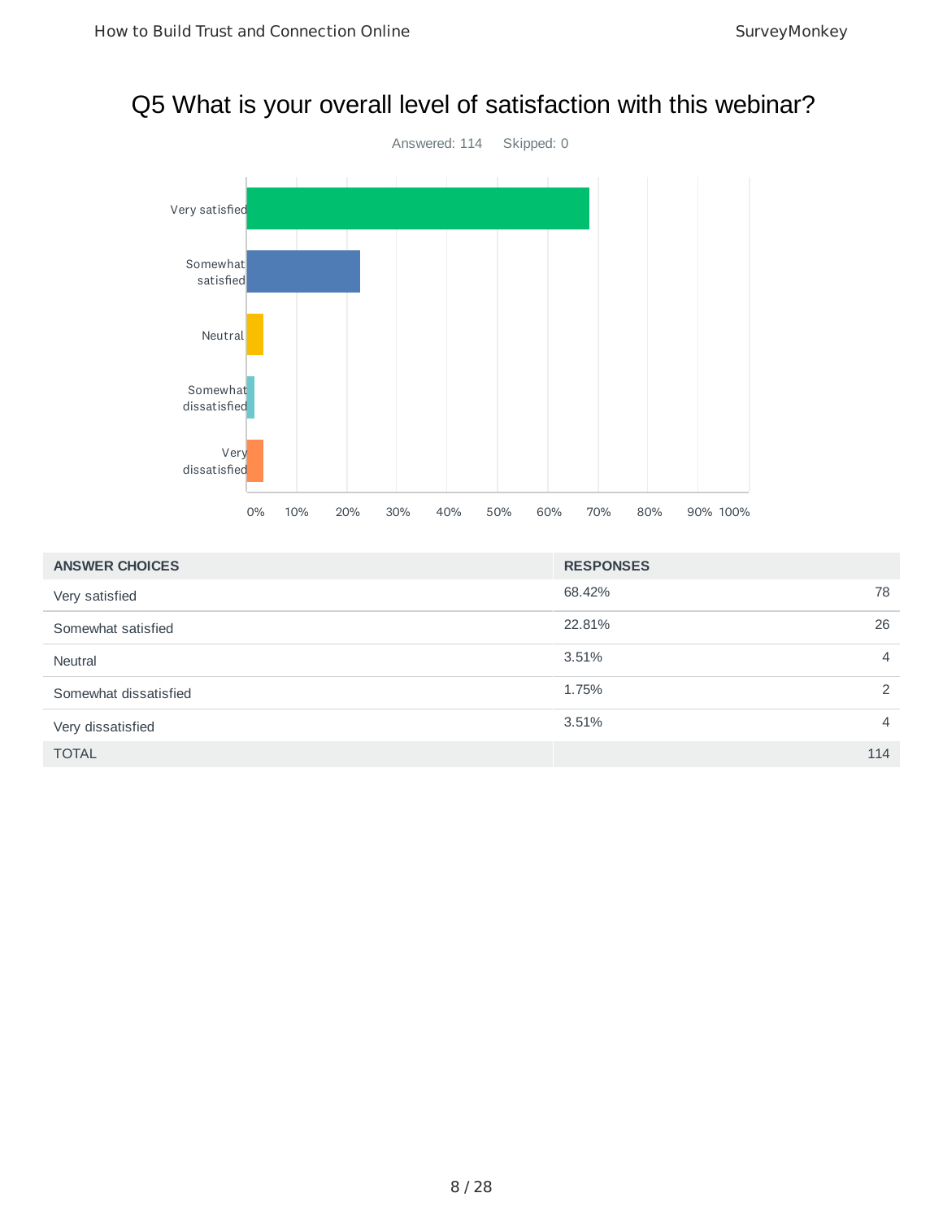## Q5 What is your overall level of satisfaction with this webinar?

Answered: 114 Skipped: 0

| ANSWER CHOICES | RESPONSES | |
|---|---|---|
| Very satisfied | 68.42% | 78 |
| Somewhat satisfied | 22.81% | 26 |
| Neutral | 3.51% | 4 |
| Somewhat dissatisfied | 1.75% | 2 |
| Very dissatisfied | 3.51% | 4 |
| TOTAL | | 114 |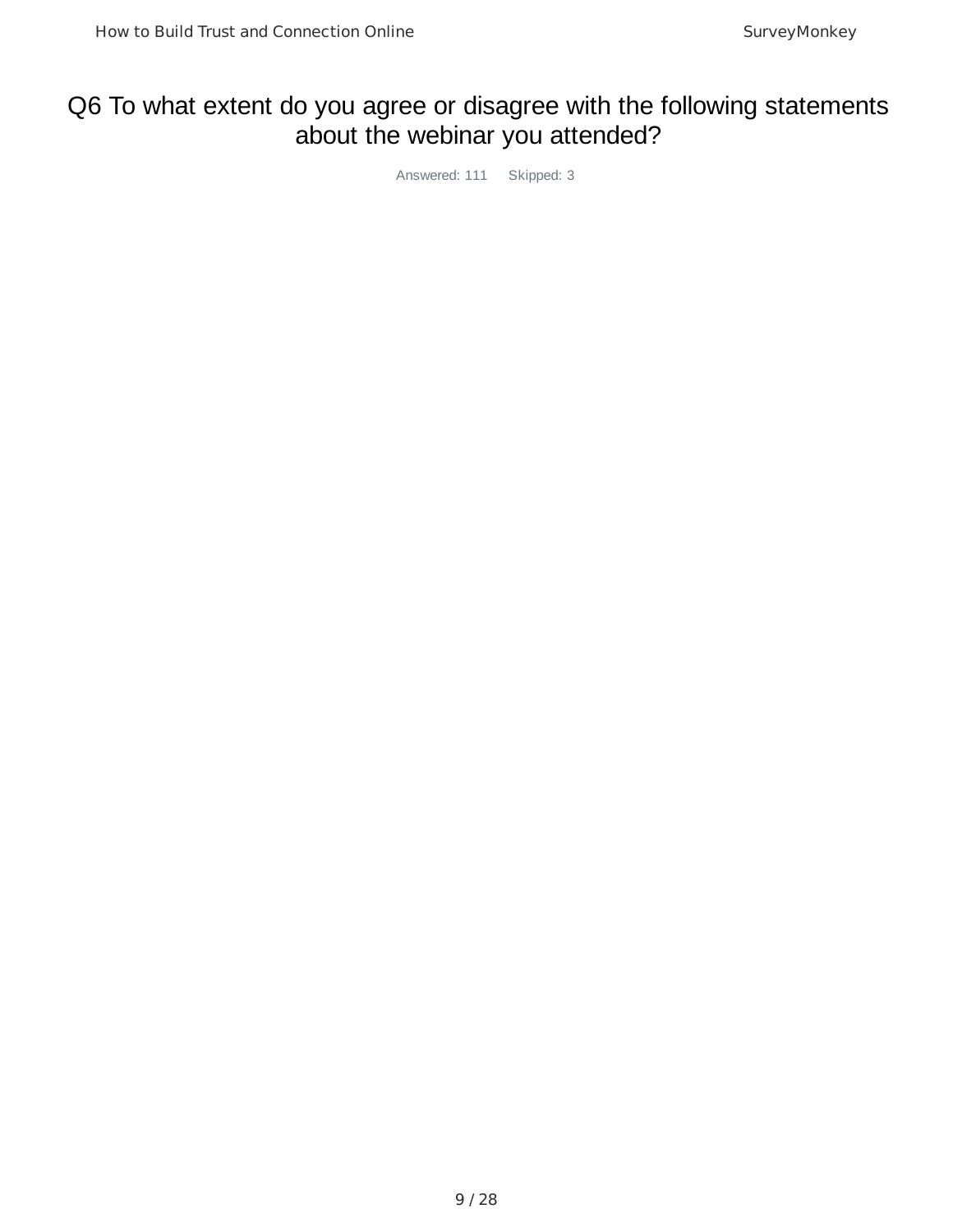# Q6 To what extent do you agree or disagree with the following statements about the webinar you attended?

Answered: 111 Skipped: 3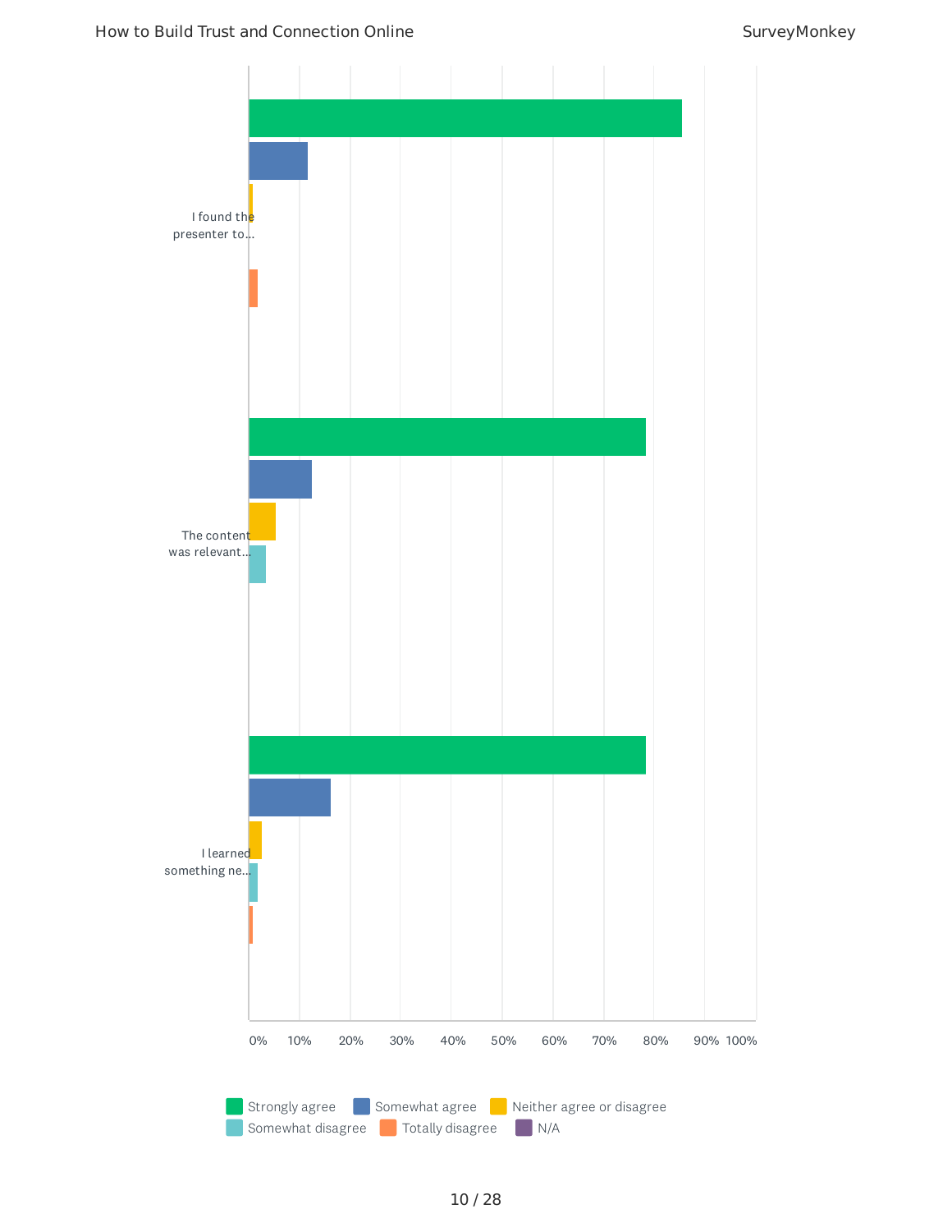I found the presenter to...

The content was relevant...

I learned something ne...

0% 10% 20% 30% 40% 50% 60% 70% 80% 90% 100%

Strongly agree, Somewhat agree, Neither agree or disagree, Somewhat disagree, Totally disagree, N/A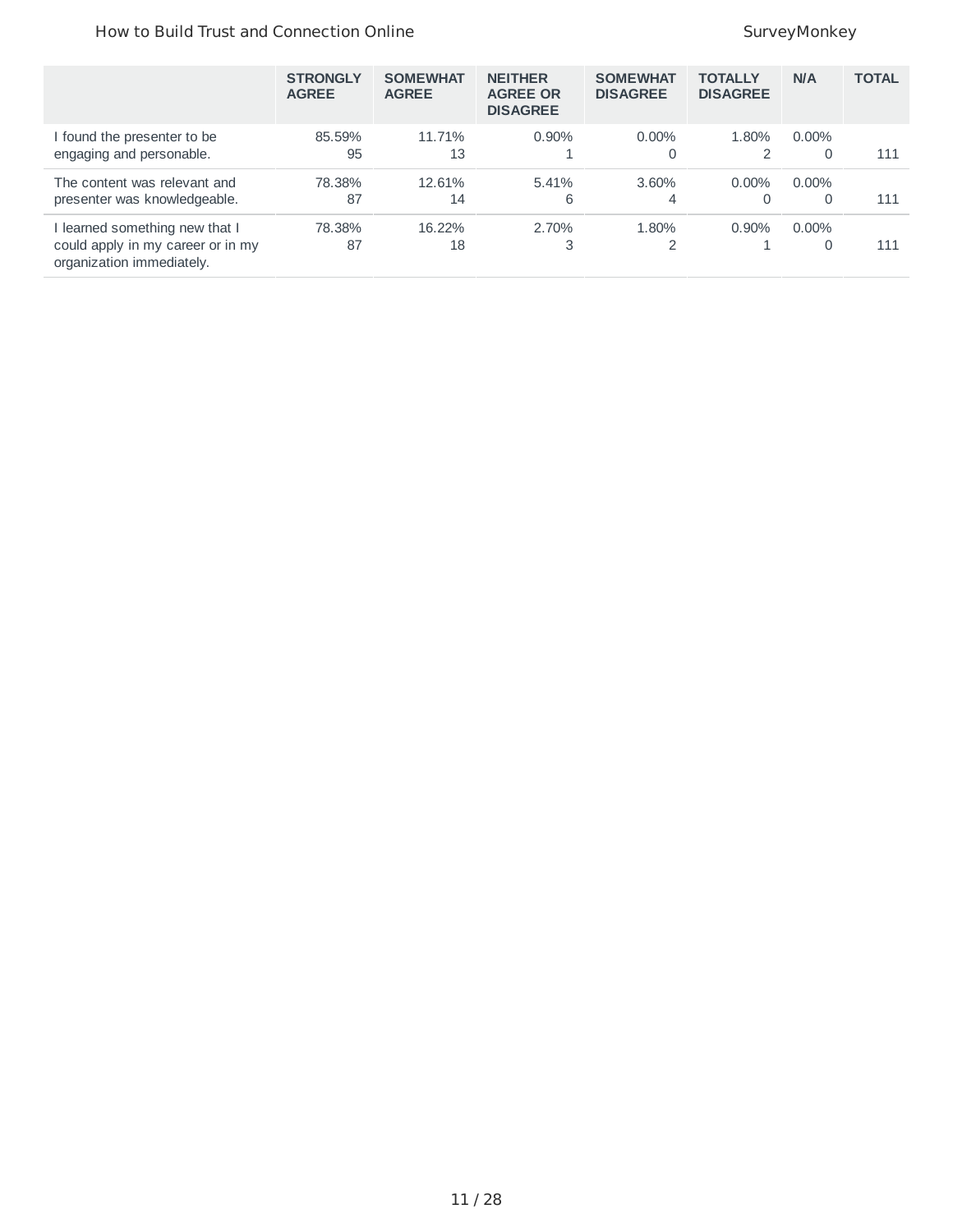| | STRONGLY AGREE | SOMEWHAT AGREE | NEITHER AGREE OR DISAGREE | SOMEWHAT DISAGREE | TOTALLY DISAGREE | N/A | TOTAL |
|---|---|---|---|---|---|---|---|
| I found the presenter to be engaging and personable. | 85.59%<br>95 | 11.71%<br>13 | 0.90%<br>1 | 0.00%<br>0 | 1.80%<br>2 | 0.00%<br>0 | 111 |
| The content was relevant and presenter was knowledgeable. | 78.38%<br>87 | 12.61%<br>14 | 5.41%<br>6 | 3.60%<br>4 | 0.00%<br>0 | 0.00%<br>0 | 111 |
| I learned something new that I could apply in my career or in my organization immediately. | 78.38%<br>87 | 16.22%<br>18 | 2.70%<br>3 | 1.80%<br>2 | 0.90%<br>1 | 0.00%<br>0 | 111 |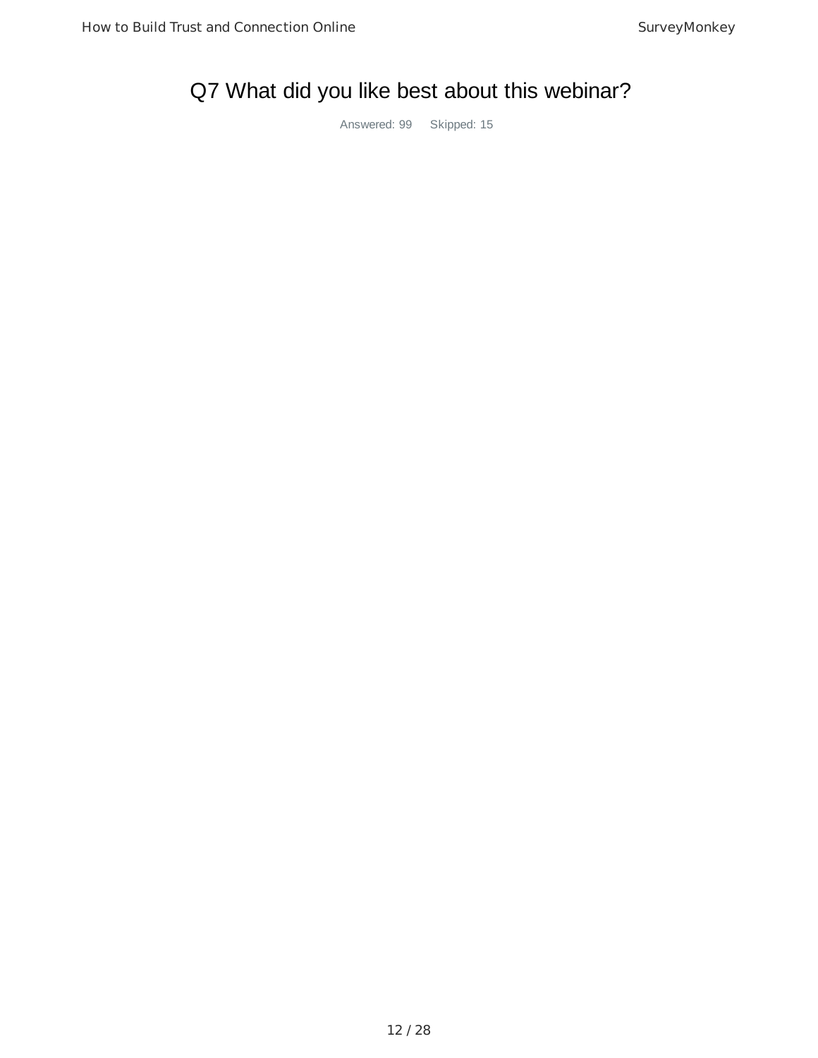# Q7 What did you like best about this webinar?

Answered: 99    Skipped: 15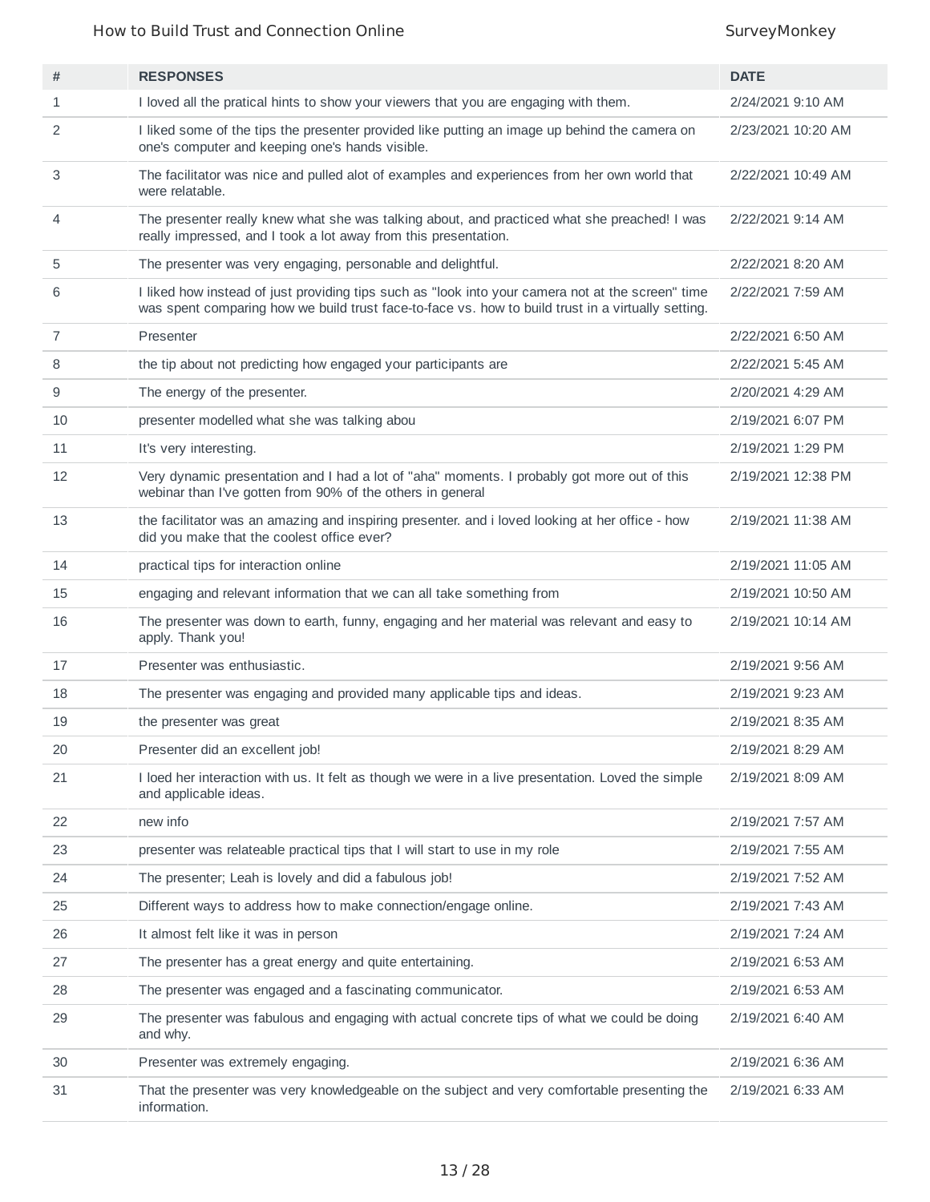| # | RESPONSES | DATE |
|---|---|---|
| 1 | I loved all the pratical hints to show your viewers that you are engaging with them. | 2/24/2021 9:10 AM |
| 2 | I liked some of the tips the presenter provided like putting an image up behind the camera on one's computer and keeping one's hands visible. | 2/23/2021 10:20 AM |
| 3 | The facilitator was nice and pulled alot of examples and experiences from her own world that were relatable. | 2/22/2021 10:49 AM |
| 4 | The presenter really knew what she was talking about, and practiced what she preached! I was really impressed, and I took a lot away from this presentation. | 2/22/2021 9:14 AM |
| 5 | The presenter was very engaging, personable and delightful. | 2/22/2021 8:20 AM |
| 6 | I liked how instead of just providing tips such as "look into your camera not at the screen" time was spent comparing how we build trust face-to-face vs. how to build trust in a virtually setting. | 2/22/2021 7:59 AM |
| 7 | Presenter | 2/22/2021 6:50 AM |
| 8 | the tip about not predicting how engaged your participants are | 2/22/2021 5:45 AM |
| 9 | The energy of the presenter. | 2/20/2021 4:29 AM |
| 10 | presenter modelled what she was talking abou | 2/19/2021 6:07 PM |
| 11 | It's very interesting. | 2/19/2021 1:29 PM |
| 12 | Very dynamic presentation and I had a lot of "aha" moments. I probably got more out of this webinar than I've gotten from 90% of the others in general | 2/19/2021 12:38 PM |
| 13 | the facilitator was an amazing and inspiring presenter. and i loved looking at her office - how did you make that the coolest office ever? | 2/19/2021 11:38 AM |
| 14 | practical tips for interaction online | 2/19/2021 11:05 AM |
| 15 | engaging and relevant information that we can all take something from | 2/19/2021 10:50 AM |
| 16 | The presenter was down to earth, funny, engaging and her material was relevant and easy to apply. Thank you! | 2/19/2021 10:14 AM |
| 17 | Presenter was enthusiastic. | 2/19/2021 9:56 AM |
| 18 | The presenter was engaging and provided many applicable tips and ideas. | 2/19/2021 9:23 AM |
| 19 | the presenter was great | 2/19/2021 8:35 AM |
| 20 | Presenter did an excellent job! | 2/19/2021 8:29 AM |
| 21 | I loed her interaction with us. It felt as though we were in a live presentation. Loved the simple and applicable ideas. | 2/19/2021 8:09 AM |
| 22 | new info | 2/19/2021 7:57 AM |
| 23 | presenter was relateable practical tips that I will start to use in my role | 2/19/2021 7:55 AM |
| 24 | The presenter; Leah is lovely and did a fabulous job! | 2/19/2021 7:52 AM |
| 25 | Different ways to address how to make connection/engage online. | 2/19/2021 7:43 AM |
| 26 | It almost felt like it was in person | 2/19/2021 7:24 AM |
| 27 | The presenter has a great energy and quite entertaining. | 2/19/2021 6:53 AM |
| 28 | The presenter was engaged and a fascinating communicator. | 2/19/2021 6:53 AM |
| 29 | The presenter was fabulous and engaging with actual concrete tips of what we could be doing and why. | 2/19/2021 6:40 AM |
| 30 | Presenter was extremely engaging. | 2/19/2021 6:36 AM |
| 31 | That the presenter was very knowledgeable on the subject and very comfortable presenting the information. | 2/19/2021 6:33 AM |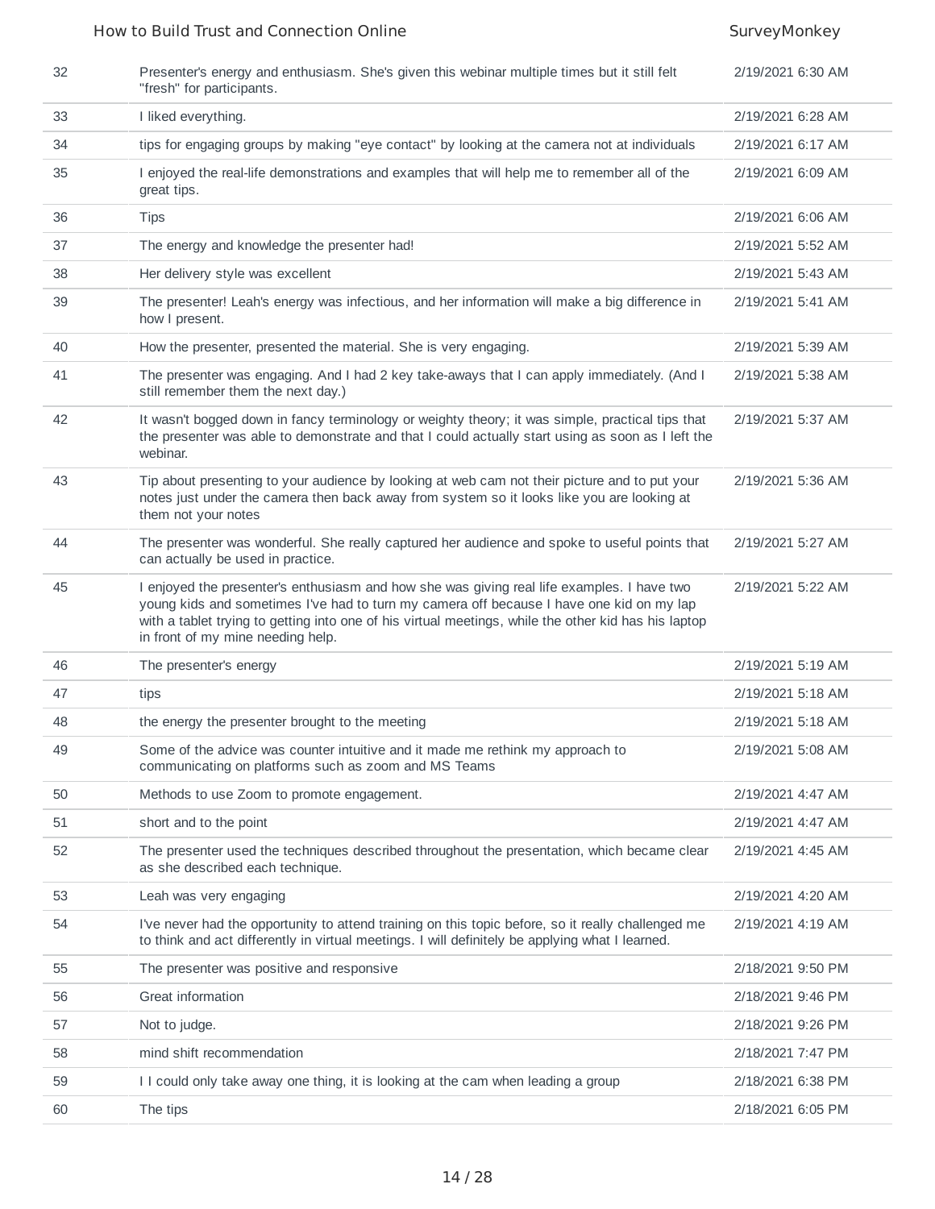| | | |
|---|---|---|
| 32 | Presenter's energy and enthusiasm. She's given this webinar multiple times but it still felt "fresh" for participants. | 2/19/2021 6:30 AM |
| 33 | I liked everything. | 2/19/2021 6:28 AM |
| 34 | tips for engaging groups by making "eye contact" by looking at the camera not at individuals | 2/19/2021 6:17 AM |
| 35 | I enjoyed the real-life demonstrations and examples that will help me to remember all of the great tips. | 2/19/2021 6:09 AM |
| 36 | Tips | 2/19/2021 6:06 AM |
| 37 | The energy and knowledge the presenter had! | 2/19/2021 5:52 AM |
| 38 | Her delivery style was excellent | 2/19/2021 5:43 AM |
| 39 | The presenter! Leah's energy was infectious, and her information will make a big difference in how I present. | 2/19/2021 5:41 AM |
| 40 | How the presenter, presented the material. She is very engaging. | 2/19/2021 5:39 AM |
| 41 | The presenter was engaging. And I had 2 key take-aways that I can apply immediately. (And I still remember them the next day.) | 2/19/2021 5:38 AM |
| 42 | It wasn't bogged down in fancy terminology or weighty theory; it was simple, practical tips that the presenter was able to demonstrate and that I could actually start using as soon as I left the webinar. | 2/19/2021 5:37 AM |
| 43 | Tip about presenting to your audience by looking at web cam not their picture and to put your notes just under the camera then back away from system so it looks like you are looking at them not your notes | 2/19/2021 5:36 AM |
| 44 | The presenter was wonderful. She really captured her audience and spoke to useful points that can actually be used in practice. | 2/19/2021 5:27 AM |
| 45 | I enjoyed the presenter's enthusiasm and how she was giving real life examples. I have two young kids and sometimes I've had to turn my camera off because I have one kid on my lap with a tablet trying to getting into one of his virtual meetings, while the other kid has his laptop in front of my mine needing help. | 2/19/2021 5:22 AM |
| 46 | The presenter's energy | 2/19/2021 5:19 AM |
| 47 | tips | 2/19/2021 5:18 AM |
| 48 | the energy the presenter brought to the meeting | 2/19/2021 5:18 AM |
| 49 | Some of the advice was counter intuitive and it made me rethink my approach to communicating on platforms such as zoom and MS Teams | 2/19/2021 5:08 AM |
| 50 | Methods to use Zoom to promote engagement. | 2/19/2021 4:47 AM |
| 51 | short and to the point | 2/19/2021 4:47 AM |
| 52 | The presenter used the techniques described throughout the presentation, which became clear as she described each technique. | 2/19/2021 4:45 AM |
| 53 | Leah was very engaging | 2/19/2021 4:20 AM |
| 54 | I've never had the opportunity to attend training on this topic before, so it really challenged me to think and act differently in virtual meetings. I will definitely be applying what I learned. | 2/19/2021 4:19 AM |
| 55 | The presenter was positive and responsive | 2/18/2021 9:50 PM |
| 56 | Great information | 2/18/2021 9:46 PM |
| 57 | Not to judge. | 2/18/2021 9:26 PM |
| 58 | mind shift recommendation | 2/18/2021 7:47 PM |
| 59 | I I could only take away one thing, it is looking at the cam when leading a group | 2/18/2021 6:38 PM |
| 60 | The tips | 2/18/2021 6:05 PM |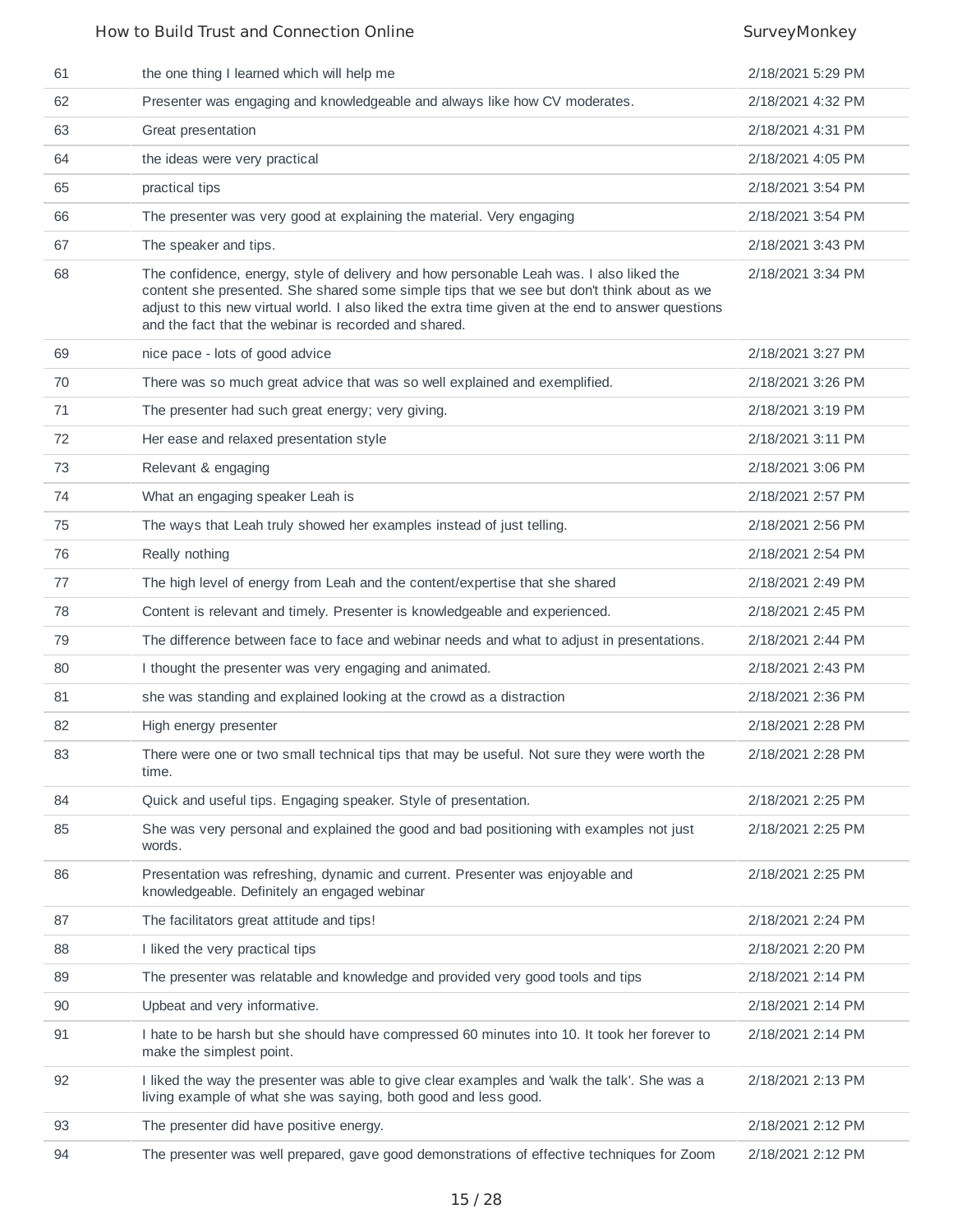| | | |
|---|---|---|
| 61 | the one thing I learned which will help me | 2/18/2021 5:29 PM |
| 62 | Presenter was engaging and knowledgeable and always like how CV moderates. | 2/18/2021 4:32 PM |
| 63 | Great presentation | 2/18/2021 4:31 PM |
| 64 | the ideas were very practical | 2/18/2021 4:05 PM |
| 65 | practical tips | 2/18/2021 3:54 PM |
| 66 | The presenter was very good at explaining the material. Very engaging | 2/18/2021 3:54 PM |
| 67 | The speaker and tips. | 2/18/2021 3:43 PM |
| 68 | The confidence, energy, style of delivery and how personable Leah was. I also liked the content she presented. She shared some simple tips that we see but don't think about as we adjust to this new virtual world. I also liked the extra time given at the end to answer questions and the fact that the webinar is recorded and shared. | 2/18/2021 3:34 PM |
| 69 | nice pace - lots of good advice | 2/18/2021 3:27 PM |
| 70 | There was so much great advice that was so well explained and exemplified. | 2/18/2021 3:26 PM |
| 71 | The presenter had such great energy; very giving. | 2/18/2021 3:19 PM |
| 72 | Her ease and relaxed presentation style | 2/18/2021 3:11 PM |
| 73 | Relevant & engaging | 2/18/2021 3:06 PM |
| 74 | What an engaging speaker Leah is | 2/18/2021 2:57 PM |
| 75 | The ways that Leah truly showed her examples instead of just telling. | 2/18/2021 2:56 PM |
| 76 | Really nothing | 2/18/2021 2:54 PM |
| 77 | The high level of energy from Leah and the content/expertise that she shared | 2/18/2021 2:49 PM |
| 78 | Content is relevant and timely. Presenter is knowledgeable and experienced. | 2/18/2021 2:45 PM |
| 79 | The difference between face to face and webinar needs and what to adjust in presentations. | 2/18/2021 2:44 PM |
| 80 | I thought the presenter was very engaging and animated. | 2/18/2021 2:43 PM |
| 81 | she was standing and explained looking at the crowd as a distraction | 2/18/2021 2:36 PM |
| 82 | High energy presenter | 2/18/2021 2:28 PM |
| 83 | There were one or two small technical tips that may be useful. Not sure they were worth the time. | 2/18/2021 2:28 PM |
| 84 | Quick and useful tips. Engaging speaker. Style of presentation. | 2/18/2021 2:25 PM |
| 85 | She was very personal and explained the good and bad positioning with examples not just words. | 2/18/2021 2:25 PM |
| 86 | Presentation was refreshing, dynamic and current. Presenter was enjoyable and knowledgeable. Definitely an engaged webinar | 2/18/2021 2:25 PM |
| 87 | The facilitators great attitude and tips! | 2/18/2021 2:24 PM |
| 88 | I liked the very practical tips | 2/18/2021 2:20 PM |
| 89 | The presenter was relatable and knowledge and provided very good tools and tips | 2/18/2021 2:14 PM |
| 90 | Upbeat and very informative. | 2/18/2021 2:14 PM |
| 91 | I hate to be harsh but she should have compressed 60 minutes into 10. It took her forever to make the simplest point. | 2/18/2021 2:14 PM |
| 92 | I liked the way the presenter was able to give clear examples and 'walk the talk'. She was a living example of what she was saying, both good and less good. | 2/18/2021 2:13 PM |
| 93 | The presenter did have positive energy. | 2/18/2021 2:12 PM |
| 94 | The presenter was well prepared, gave good demonstrations of effective techniques for Zoom | 2/18/2021 2:12 PM |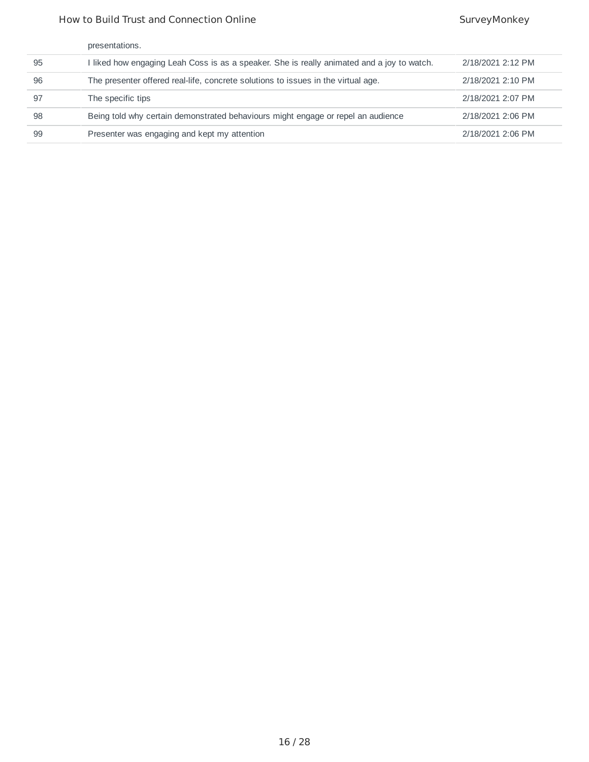| | | |
|---|---|---|
| | presentations. | |
| 95 | I liked how engaging Leah Coss is as a speaker. She is really animated and a joy to watch. | 2/18/2021 2:12 PM |
| 96 | The presenter offered real-life, concrete solutions to issues in the virtual age. | 2/18/2021 2:10 PM |
| 97 | The specific tips | 2/18/2021 2:07 PM |
| 98 | Being told why certain demonstrated behaviours might engage or repel an audience | 2/18/2021 2:06 PM |
| 99 | Presenter was engaging and kept my attention | 2/18/2021 2:06 PM |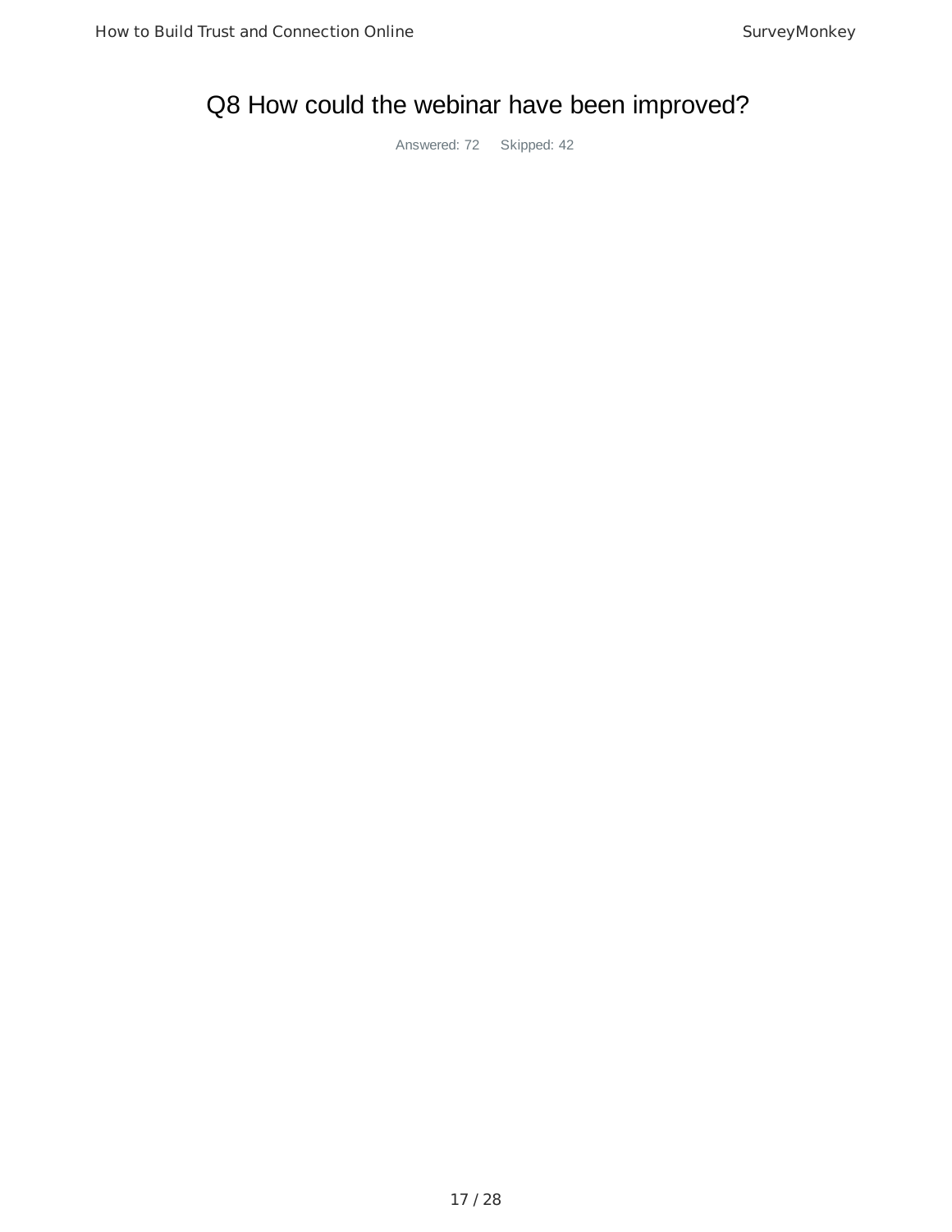# Q8 How could the webinar have been improved?

Answered: 72 Skipped: 42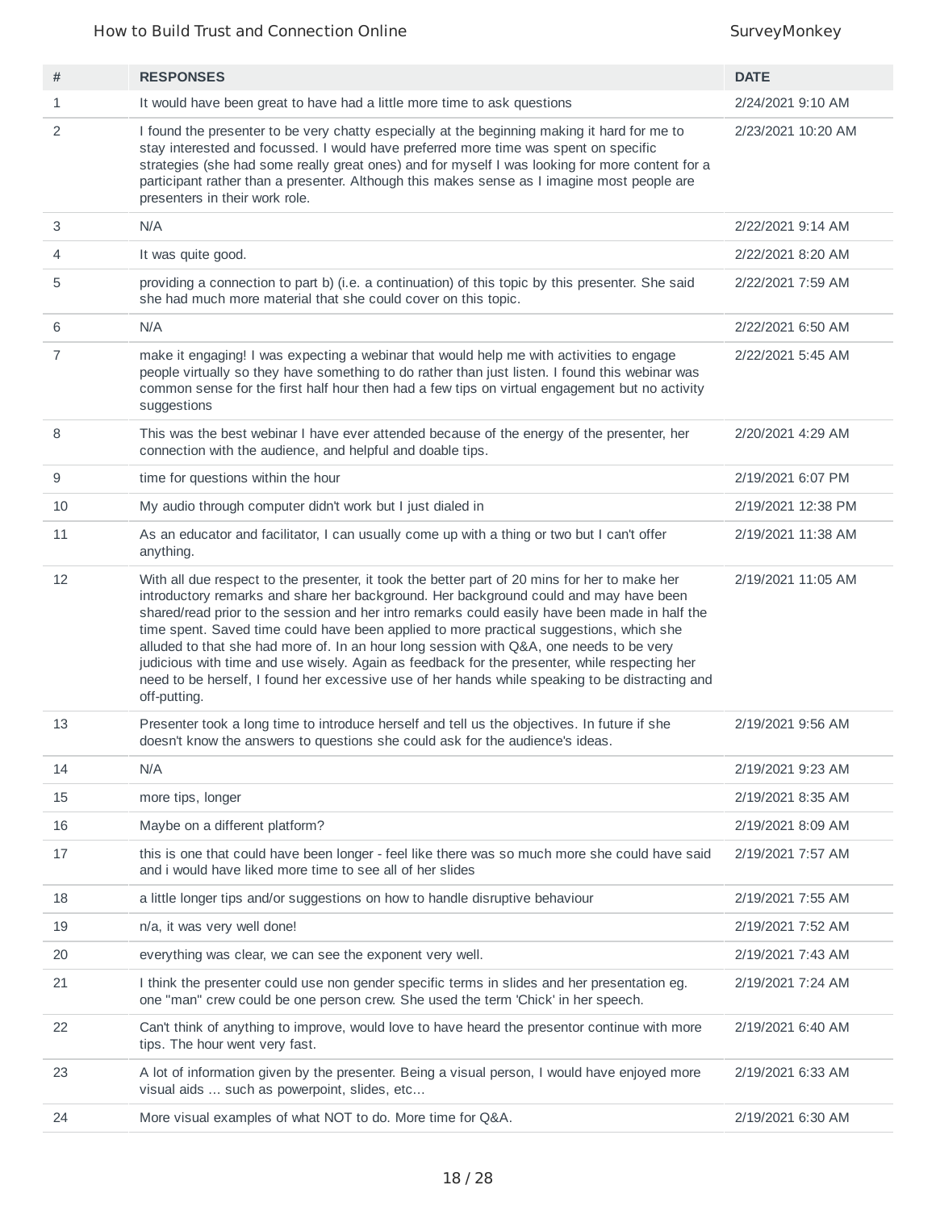| # | RESPONSES | DATE |
|---|---|---|
| 1 | It would have been great to have had a little more time to ask questions | 2/24/2021 9:10 AM |
| 2 | I found the presenter to be very chatty especially at the beginning making it hard for me to stay interested and focussed. I would have preferred more time was spent on specific strategies (she had some really great ones) and for myself I was looking for more content for a participant rather than a presenter. Although this makes sense as I imagine most people are presenters in their work role. | 2/23/2021 10:20 AM |
| 3 | N/A | 2/22/2021 9:14 AM |
| 4 | It was quite good. | 2/22/2021 8:20 AM |
| 5 | providing a connection to part b) (i.e. a continuation) of this topic by this presenter. She said she had much more material that she could cover on this topic. | 2/22/2021 7:59 AM |
| 6 | N/A | 2/22/2021 6:50 AM |
| 7 | make it engaging! I was expecting a webinar that would help me with activities to engage people virtually so they have something to do rather than just listen. I found this webinar was common sense for the first half hour then had a few tips on virtual engagement but no activity suggestions | 2/22/2021 5:45 AM |
| 8 | This was the best webinar I have ever attended because of the energy of the presenter, her connection with the audience, and helpful and doable tips. | 2/20/2021 4:29 AM |
| 9 | time for questions within the hour | 2/19/2021 6:07 PM |
| 10 | My audio through computer didn't work but I just dialed in | 2/19/2021 12:38 PM |
| 11 | As an educator and facilitator, I can usually come up with a thing or two but I can't offer anything. | 2/19/2021 11:38 AM |
| 12 | With all due respect to the presenter, it took the better part of 20 mins for her to make her introductory remarks and share her background. Her background could and may have been shared/read prior to the session and her intro remarks could easily have been made in half the time spent. Saved time could have been applied to more practical suggestions, which she alluded to that she had more of. In an hour long session with Q&A, one needs to be very judicious with time and use wisely. Again as feedback for the presenter, while respecting her need to be herself, I found her excessive use of her hands while speaking to be distracting and off-putting. | 2/19/2021 11:05 AM |
| 13 | Presenter took a long time to introduce herself and tell us the objectives. In future if she doesn't know the answers to questions she could ask for the audience's ideas. | 2/19/2021 9:56 AM |
| 14 | N/A | 2/19/2021 9:23 AM |
| 15 | more tips, longer | 2/19/2021 8:35 AM |
| 16 | Maybe on a different platform? | 2/19/2021 8:09 AM |
| 17 | this is one that could have been longer - feel like there was so much more she could have said and i would have liked more time to see all of her slides | 2/19/2021 7:57 AM |
| 18 | a little longer tips and/or suggestions on how to handle disruptive behaviour | 2/19/2021 7:55 AM |
| 19 | n/a, it was very well done! | 2/19/2021 7:52 AM |
| 20 | everything was clear, we can see the exponent very well. | 2/19/2021 7:43 AM |
| 21 | I think the presenter could use non gender specific terms in slides and her presentation eg. one "man" crew could be one person crew. She used the term 'Chick' in her speech. | 2/19/2021 7:24 AM |
| 22 | Can't think of anything to improve, would love to have heard the presentor continue with more tips. The hour went very fast. | 2/19/2021 6:40 AM |
| 23 | A lot of information given by the presenter. Being a visual person, I would have enjoyed more visual aids ... such as powerpoint, slides, etc... | 2/19/2021 6:33 AM |
| 24 | More visual examples of what NOT to do. More time for Q&A. | 2/19/2021 6:30 AM |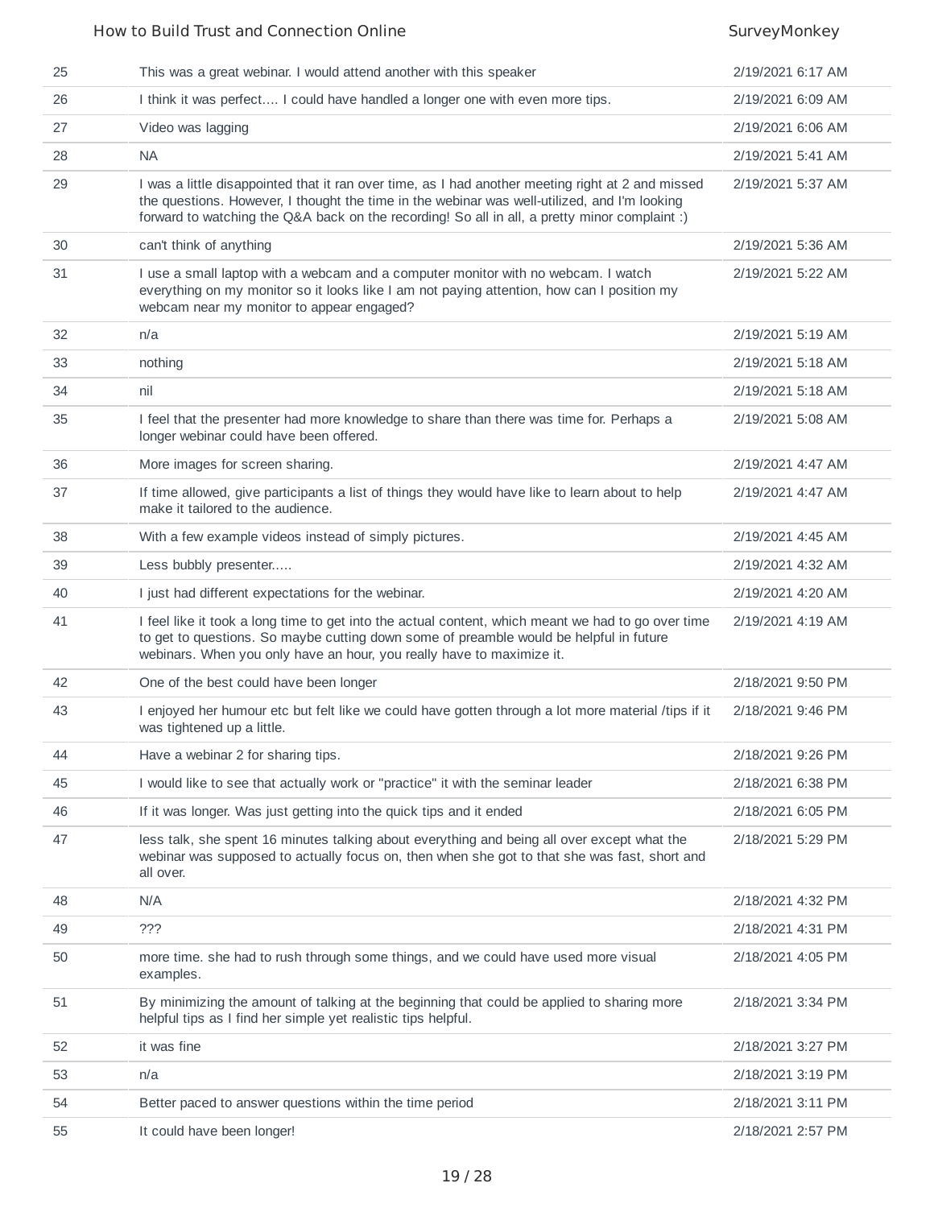| | | |
|---|---|---|
| 25 | This was a great webinar. I would attend another with this speaker | 2/19/2021 6:17 AM |
| 26 | I think it was perfect…. I could have handled a longer one with even more tips. | 2/19/2021 6:09 AM |
| 27 | Video was lagging | 2/19/2021 6:06 AM |
| 28 | NA | 2/19/2021 5:41 AM |
| 29 | I was a little disappointed that it ran over time, as I had another meeting right at 2 and missed the questions. However, I thought the time in the webinar was well-utilized, and I'm looking forward to watching the Q&A back on the recording! So all in all, a pretty minor complaint :) | 2/19/2021 5:37 AM |
| 30 | can't think of anything | 2/19/2021 5:36 AM |
| 31 | I use a small laptop with a webcam and a computer monitor with no webcam. I watch everything on my monitor so it looks like I am not paying attention, how can I position my webcam near my monitor to appear engaged? | 2/19/2021 5:22 AM |
| 32 | n/a | 2/19/2021 5:19 AM |
| 33 | nothing | 2/19/2021 5:18 AM |
| 34 | nil | 2/19/2021 5:18 AM |
| 35 | I feel that the presenter had more knowledge to share than there was time for. Perhaps a longer webinar could have been offered. | 2/19/2021 5:08 AM |
| 36 | More images for screen sharing. | 2/19/2021 4:47 AM |
| 37 | If time allowed, give participants a list of things they would have like to learn about to help make it tailored to the audience. | 2/19/2021 4:47 AM |
| 38 | With a few example videos instead of simply pictures. | 2/19/2021 4:45 AM |
| 39 | Less bubbly presenter….. | 2/19/2021 4:32 AM |
| 40 | I just had different expectations for the webinar. | 2/19/2021 4:20 AM |
| 41 | I feel like it took a long time to get into the actual content, which meant we had to go over time to get to questions. So maybe cutting down some of preamble would be helpful in future webinars. When you only have an hour, you really have to maximize it. | 2/19/2021 4:19 AM |
| 42 | One of the best could have been longer | 2/18/2021 9:50 PM |
| 43 | I enjoyed her humour etc but felt like we could have gotten through a lot more material /tips if it was tightened up a little. | 2/18/2021 9:46 PM |
| 44 | Have a webinar 2 for sharing tips. | 2/18/2021 9:26 PM |
| 45 | I would like to see that actually work or "practice" it with the seminar leader | 2/18/2021 6:38 PM |
| 46 | If it was longer. Was just getting into the quick tips and it ended | 2/18/2021 6:05 PM |
| 47 | less talk, she spent 16 minutes talking about everything and being all over except what the webinar was supposed to actually focus on, then when she got to that she was fast, short and all over. | 2/18/2021 5:29 PM |
| 48 | N/A | 2/18/2021 4:32 PM |
| 49 | ??? | 2/18/2021 4:31 PM |
| 50 | more time. she had to rush through some things, and we could have used more visual examples. | 2/18/2021 4:05 PM |
| 51 | By minimizing the amount of talking at the beginning that could be applied to sharing more helpful tips as I find her simple yet realistic tips helpful. | 2/18/2021 3:34 PM |
| 52 | it was fine | 2/18/2021 3:27 PM |
| 53 | n/a | 2/18/2021 3:19 PM |
| 54 | Better paced to answer questions within the time period | 2/18/2021 3:11 PM |
| 55 | It could have been longer! | 2/18/2021 2:57 PM |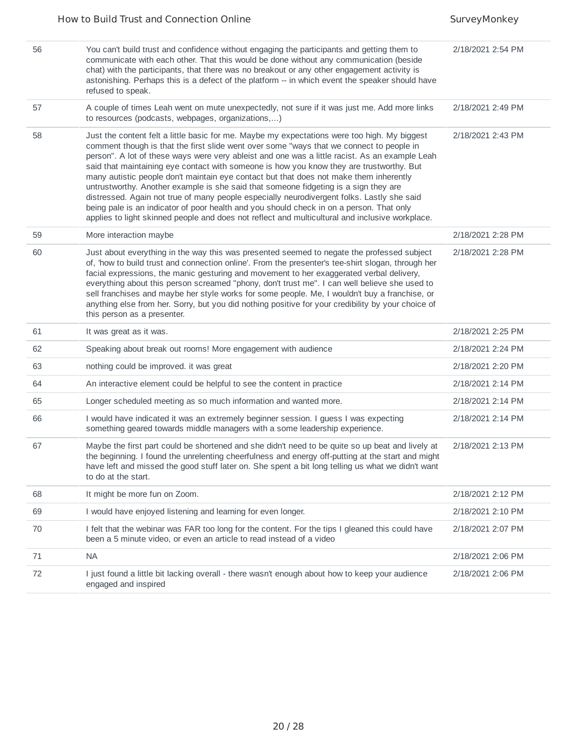| | | |
|---|---|---|
| 56 | You can't build trust and confidence without engaging the participants and getting them to communicate with each other. That this would be done without any communication (beside chat) with the participants, that there was no breakout or any other engagement activity is astonishing. Perhaps this is a defect of the platform -- in which event the speaker should have refused to speak. | 2/18/2021 2:54 PM |
| 57 | A couple of times Leah went on mute unexpectedly, not sure if it was just me. Add more links to resources (podcasts, webpages, organizations,...) | 2/18/2021 2:49 PM |
| 58 | Just the content felt a little basic for me. Maybe my expectations were too high. My biggest comment though is that the first slide went over some "ways that we connect to people in person". A lot of these ways were very ableist and one was a little racist. As an example Leah said that maintaining eye contact with someone is how you know they are trustworthy. But many autistic people don't maintain eye contact but that does not make them inherently untrustworthy. Another example is she said that someone fidgeting is a sign they are distressed. Again not true of many people especially neurodivergent folks. Lastly she said being pale is an indicator of poor health and you should check in on a person. That only applies to light skinned people and does not reflect and multicultural and inclusive workplace. | 2/18/2021 2:43 PM |
| 59 | More interaction maybe | 2/18/2021 2:28 PM |
| 60 | Just about everything in the way this was presented seemed to negate the professed subject of, 'how to build trust and connection online'. From the presenter's tee-shirt slogan, through her facial expressions, the manic gesturing and movement to her exaggerated verbal delivery, everything about this person screamed "phony, don't trust me". I can well believe she used to sell franchises and maybe her style works for some people. Me, I wouldn't buy a franchise, or anything else from her. Sorry, but you did nothing positive for your credibility by your choice of this person as a presenter. | 2/18/2021 2:28 PM |
| 61 | It was great as it was. | 2/18/2021 2:25 PM |
| 62 | Speaking about break out rooms! More engagement with audience | 2/18/2021 2:24 PM |
| 63 | nothing could be improved. it was great | 2/18/2021 2:20 PM |
| 64 | An interactive element could be helpful to see the content in practice | 2/18/2021 2:14 PM |
| 65 | Longer scheduled meeting as so much information and wanted more. | 2/18/2021 2:14 PM |
| 66 | I would have indicated it was an extremely beginner session. I guess I was expecting something geared towards middle managers with a some leadership experience. | 2/18/2021 2:14 PM |
| 67 | Maybe the first part could be shortened and she didn't need to be quite so up beat and lively at the beginning. I found the unrelenting cheerfulness and energy off-putting at the start and might have left and missed the good stuff later on. She spent a bit long telling us what we didn't want to do at the start. | 2/18/2021 2:13 PM |
| 68 | It might be more fun on Zoom. | 2/18/2021 2:12 PM |
| 69 | I would have enjoyed listening and learning for even longer. | 2/18/2021 2:10 PM |
| 70 | I felt that the webinar was FAR too long for the content. For the tips I gleaned this could have been a 5 minute video, or even an article to read instead of a video | 2/18/2021 2:07 PM |
| 71 | NA | 2/18/2021 2:06 PM |
| 72 | I just found a little bit lacking overall - there wasn't enough about how to keep your audience engaged and inspired | 2/18/2021 2:06 PM |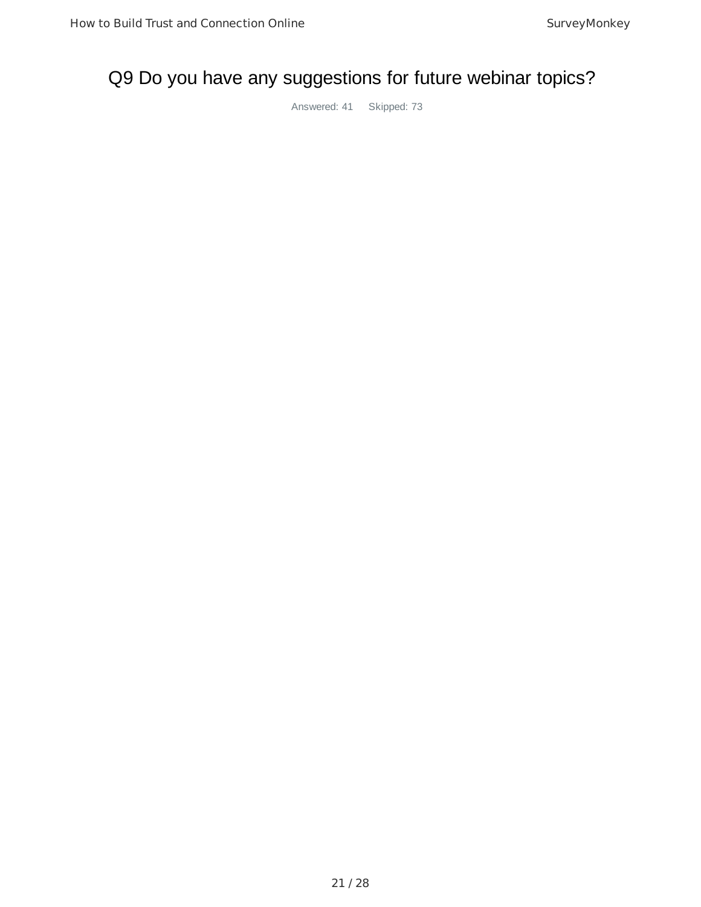## Q9 Do you have any suggestions for future webinar topics?

Answered: 41 Skipped: 73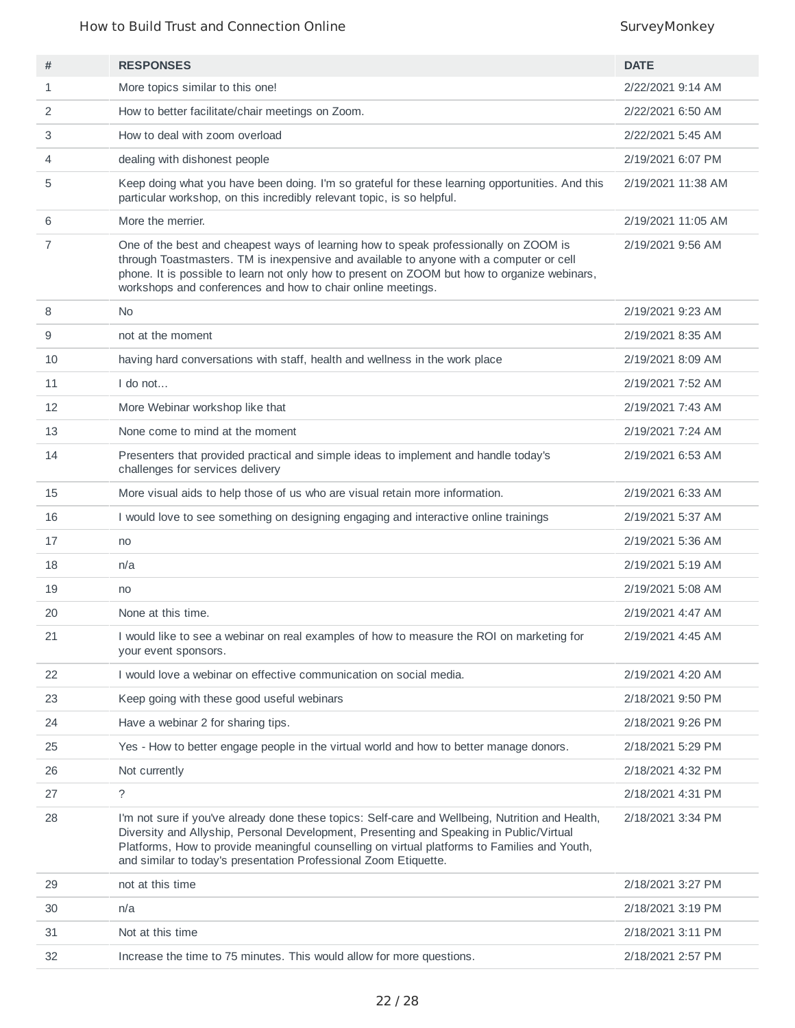| # | RESPONSES | DATE |
|---|---|---|
| 1 | More topics similar to this one! | 2/22/2021 9:14 AM |
| 2 | How to better facilitate/chair meetings on Zoom. | 2/22/2021 6:50 AM |
| 3 | How to deal with zoom overload | 2/22/2021 5:45 AM |
| 4 | dealing with dishonest people | 2/19/2021 6:07 PM |
| 5 | Keep doing what you have been doing. I'm so grateful for these learning opportunities. And this particular workshop, on this incredibly relevant topic, is so helpful. | 2/19/2021 11:38 AM |
| 6 | More the merrier. | 2/19/2021 11:05 AM |
| 7 | One of the best and cheapest ways of learning how to speak professionally on ZOOM is through Toastmasters. TM is inexpensive and available to anyone with a computer or cell phone. It is possible to learn not only how to present on ZOOM but how to organize webinars, workshops and conferences and how to chair online meetings. | 2/19/2021 9:56 AM |
| 8 | No | 2/19/2021 9:23 AM |
| 9 | not at the moment | 2/19/2021 8:35 AM |
| 10 | having hard conversations with staff, health and wellness in the work place | 2/19/2021 8:09 AM |
| 11 | I do not... | 2/19/2021 7:52 AM |
| 12 | More Webinar workshop like that | 2/19/2021 7:43 AM |
| 13 | None come to mind at the moment | 2/19/2021 7:24 AM |
| 14 | Presenters that provided practical and simple ideas to implement and handle today's challenges for services delivery | 2/19/2021 6:53 AM |
| 15 | More visual aids to help those of us who are visual retain more information. | 2/19/2021 6:33 AM |
| 16 | I would love to see something on designing engaging and interactive online trainings | 2/19/2021 5:37 AM |
| 17 | no | 2/19/2021 5:36 AM |
| 18 | n/a | 2/19/2021 5:19 AM |
| 19 | no | 2/19/2021 5:08 AM |
| 20 | None at this time. | 2/19/2021 4:47 AM |
| 21 | I would like to see a webinar on real examples of how to measure the ROI on marketing for your event sponsors. | 2/19/2021 4:45 AM |
| 22 | I would love a webinar on effective communication on social media. | 2/19/2021 4:20 AM |
| 23 | Keep going with these good useful webinars | 2/18/2021 9:50 PM |
| 24 | Have a webinar 2 for sharing tips. | 2/18/2021 9:26 PM |
| 25 | Yes - How to better engage people in the virtual world and how to better manage donors. | 2/18/2021 5:29 PM |
| 26 | Not currently | 2/18/2021 4:32 PM |
| 27 | ? | 2/18/2021 4:31 PM |
| 28 | I'm not sure if you've already done these topics: Self-care and Wellbeing, Nutrition and Health, Diversity and Allyship, Personal Development, Presenting and Speaking in Public/Virtual Platforms, How to provide meaningful counselling on virtual platforms to Families and Youth, and similar to today's presentation Professional Zoom Etiquette. | 2/18/2021 3:34 PM |
| 29 | not at this time | 2/18/2021 3:27 PM |
| 30 | n/a | 2/18/2021 3:19 PM |
| 31 | Not at this time | 2/18/2021 3:11 PM |
| 32 | Increase the time to 75 minutes. This would allow for more questions. | 2/18/2021 2:57 PM |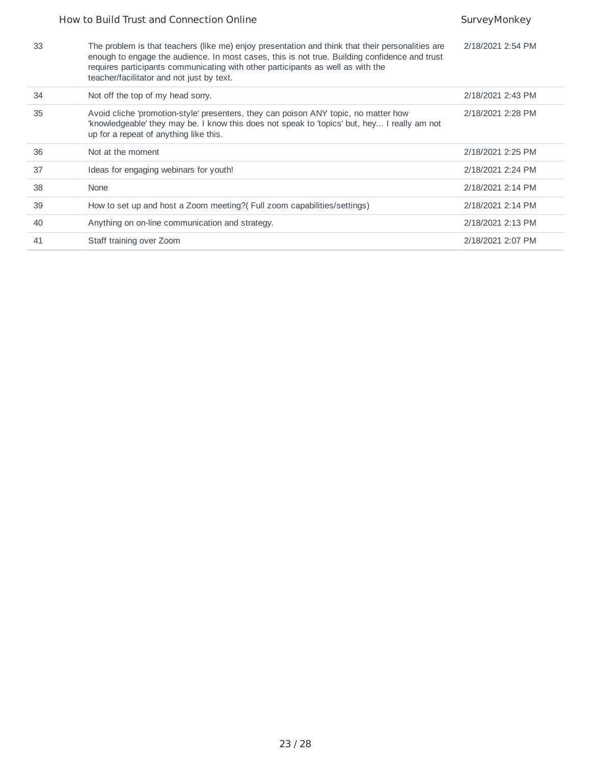| | | |
|---|---|---|
| 33 | The problem is that teachers (like me) enjoy presentation and think that their personalities are enough to engage the audience. In most cases, this is not true. Building confidence and trust requires participants communicating with other participants as well as with the teacher/facilitator and not just by text. | 2/18/2021 2:54 PM |
| 34 | Not off the top of my head sorry. | 2/18/2021 2:43 PM |
| 35 | Avoid cliche 'promotion-style' presenters, they can poison ANY topic, no matter how 'knowledgeable' they may be. I know this does not speak to 'topics' but, hey... I really am not up for a repeat of anything like this. | 2/18/2021 2:28 PM |
| 36 | Not at the moment | 2/18/2021 2:25 PM |
| 37 | Ideas for engaging webinars for youth! | 2/18/2021 2:24 PM |
| 38 | None | 2/18/2021 2:14 PM |
| 39 | How to set up and host a Zoom meeting?( Full zoom capabilities/settings) | 2/18/2021 2:14 PM |
| 40 | Anything on on-line communication and strategy. | 2/18/2021 2:13 PM |
| 41 | Staff training over Zoom | 2/18/2021 2:07 PM |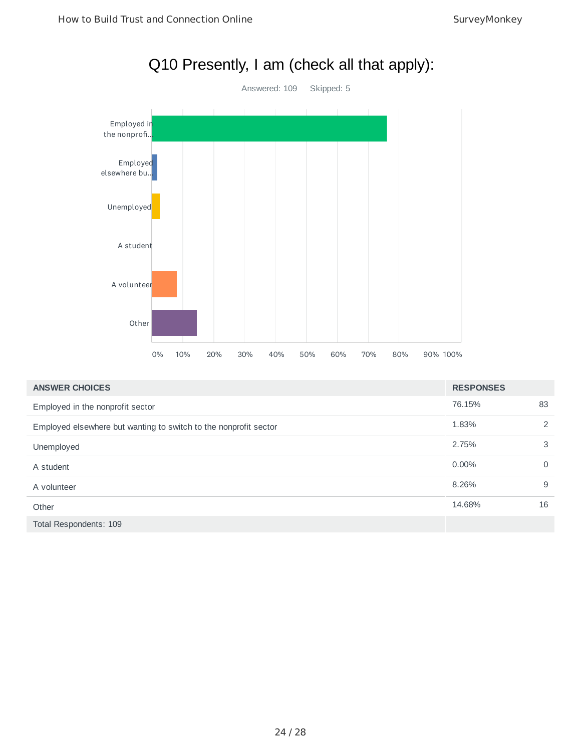# Q10 Presently, I am (check all that apply):

Answered: 109 Skipped: 5

| ANSWER CHOICES | RESPONSES | |
|---|---|---|
| Employed in the nonprofit sector | 76.15% | 83 |
| Employed elsewhere but wanting to switch to the nonprofit sector | 1.83% | 2 |
| Unemployed | 2.75% | 3 |
| A student | 0.00% | 0 |
| A volunteer | 8.26% | 9 |
| Other | 14.68% | 16 |
| Total Respondents: 109 | | |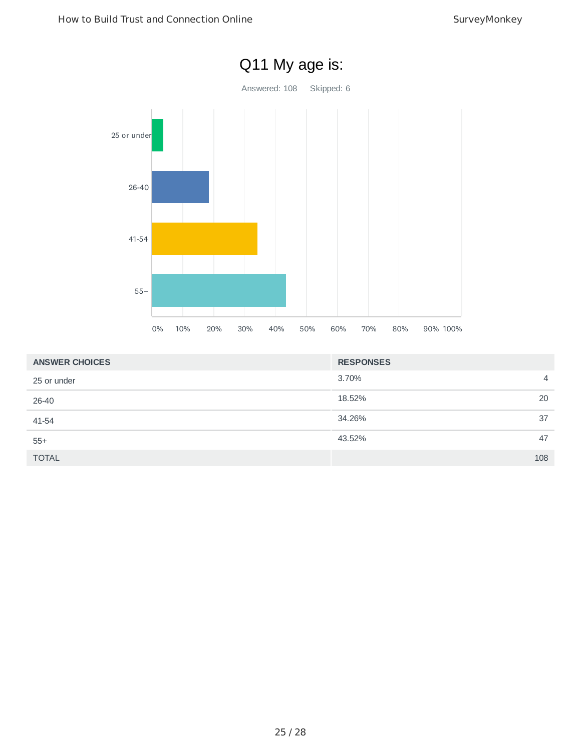# Q11 My age is:

Answered: 108    Skipped: 6

| ANSWER CHOICES | RESPONSES | |
|---|---|---|
| 25 or under | 3.70% | 4 |
| 26-40 | 18.52% | 20 |
| 41-54 | 34.26% | 37 |
| 55+ | 43.52% | 47 |
| TOTAL | | 108 |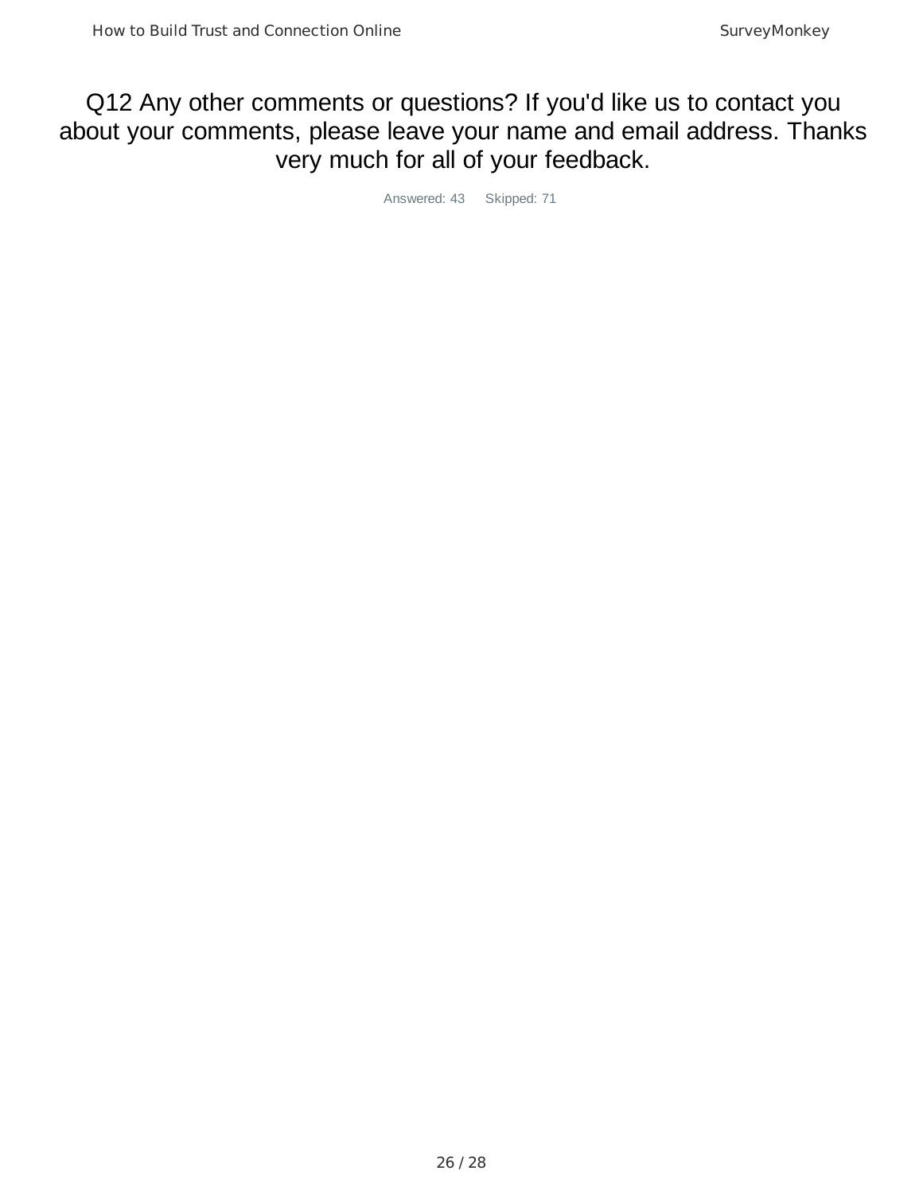## Q12 Any other comments or questions? If you'd like us to contact you about your comments, please leave your name and email address. Thanks very much for all of your feedback.

Answered: 43 Skipped: 71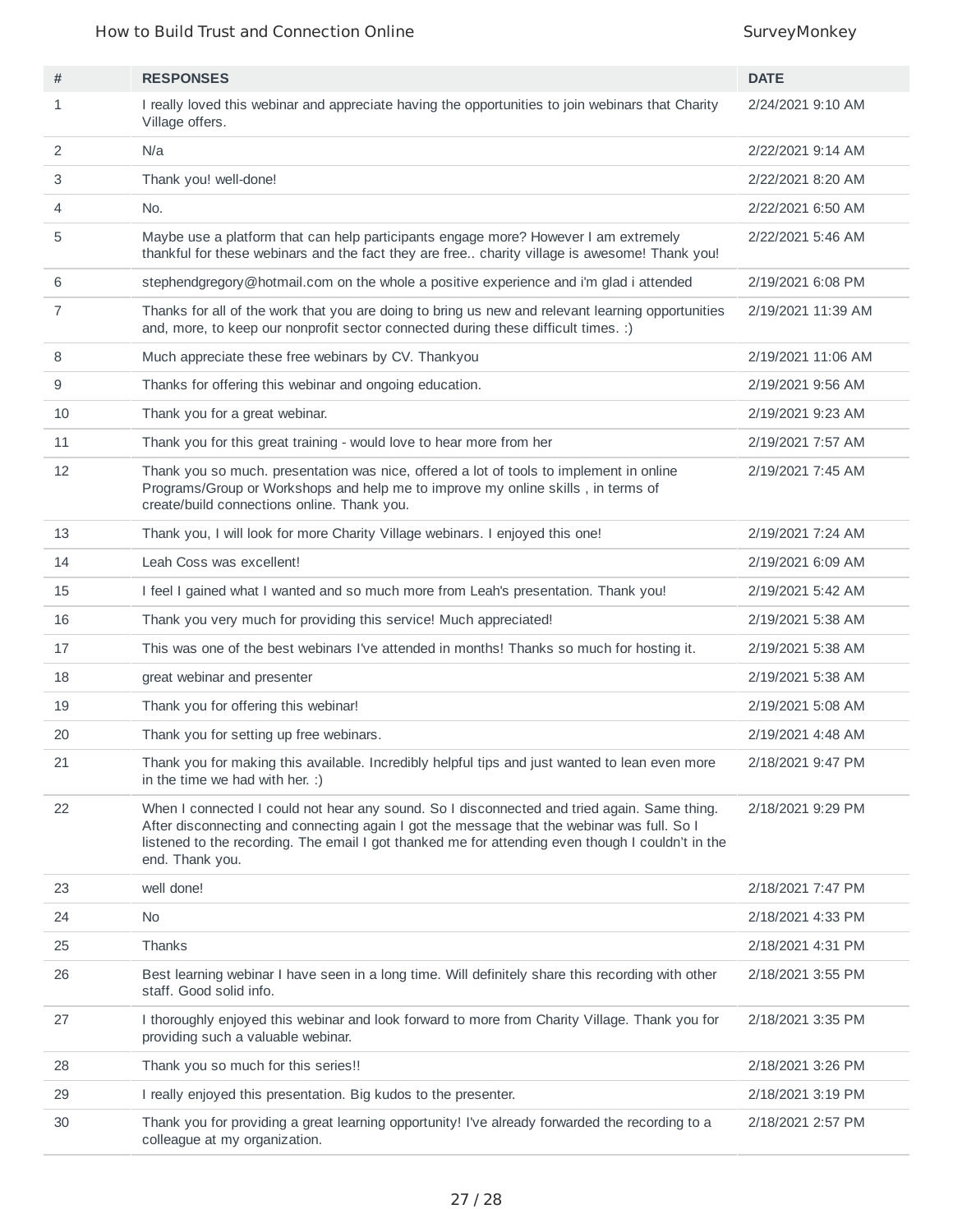| # | RESPONSES | DATE |
|---|---|---|
| 1 | I really loved this webinar and appreciate having the opportunities to join webinars that Charity Village offers. | 2/24/2021 9:10 AM |
| 2 | N/a | 2/22/2021 9:14 AM |
| 3 | Thank you! well-done! | 2/22/2021 8:20 AM |
| 4 | No. | 2/22/2021 6:50 AM |
| 5 | Maybe use a platform that can help participants engage more? However I am extremely thankful for these webinars and the fact they are free.. charity village is awesome! Thank you! | 2/22/2021 5:46 AM |
| 6 | stephendgregory@hotmail.com on the whole a positive experience and i'm glad i attended | 2/19/2021 6:08 PM |
| 7 | Thanks for all of the work that you are doing to bring us new and relevant learning opportunities and, more, to keep our nonprofit sector connected during these difficult times. :) | 2/19/2021 11:39 AM |
| 8 | Much appreciate these free webinars by CV. Thankyou | 2/19/2021 11:06 AM |
| 9 | Thanks for offering this webinar and ongoing education. | 2/19/2021 9:56 AM |
| 10 | Thank you for a great webinar. | 2/19/2021 9:23 AM |
| 11 | Thank you for this great training - would love to hear more from her | 2/19/2021 7:57 AM |
| 12 | Thank you so much. presentation was nice, offered a lot of tools to implement in online Programs/Group or Workshops and help me to improve my online skills , in terms of create/build connections online. Thank you. | 2/19/2021 7:45 AM |
| 13 | Thank you, I will look for more Charity Village webinars. I enjoyed this one! | 2/19/2021 7:24 AM |
| 14 | Leah Coss was excellent! | 2/19/2021 6:09 AM |
| 15 | I feel I gained what I wanted and so much more from Leah's presentation. Thank you! | 2/19/2021 5:42 AM |
| 16 | Thank you very much for providing this service! Much appreciated! | 2/19/2021 5:38 AM |
| 17 | This was one of the best webinars I've attended in months! Thanks so much for hosting it. | 2/19/2021 5:38 AM |
| 18 | great webinar and presenter | 2/19/2021 5:38 AM |
| 19 | Thank you for offering this webinar! | 2/19/2021 5:08 AM |
| 20 | Thank you for setting up free webinars. | 2/19/2021 4:48 AM |
| 21 | Thank you for making this available. Incredibly helpful tips and just wanted to lean even more in the time we had with her. :) | 2/18/2021 9:47 PM |
| 22 | When I connected I could not hear any sound. So I disconnected and tried again. Same thing. After disconnecting and connecting again I got the message that the webinar was full. So I listened to the recording. The email I got thanked me for attending even though I couldn't in the end. Thank you. | 2/18/2021 9:29 PM |
| 23 | well done! | 2/18/2021 7:47 PM |
| 24 | No | 2/18/2021 4:33 PM |
| 25 | Thanks | 2/18/2021 4:31 PM |
| 26 | Best learning webinar I have seen in a long time. Will definitely share this recording with other staff. Good solid info. | 2/18/2021 3:55 PM |
| 27 | I thoroughly enjoyed this webinar and look forward to more from Charity Village. Thank you for providing such a valuable webinar. | 2/18/2021 3:35 PM |
| 28 | Thank you so much for this series!! | 2/18/2021 3:26 PM |
| 29 | I really enjoyed this presentation. Big kudos to the presenter. | 2/18/2021 3:19 PM |
| 30 | Thank you for providing a great learning opportunity! I've already forwarded the recording to a colleague at my organization. | 2/18/2021 2:57 PM |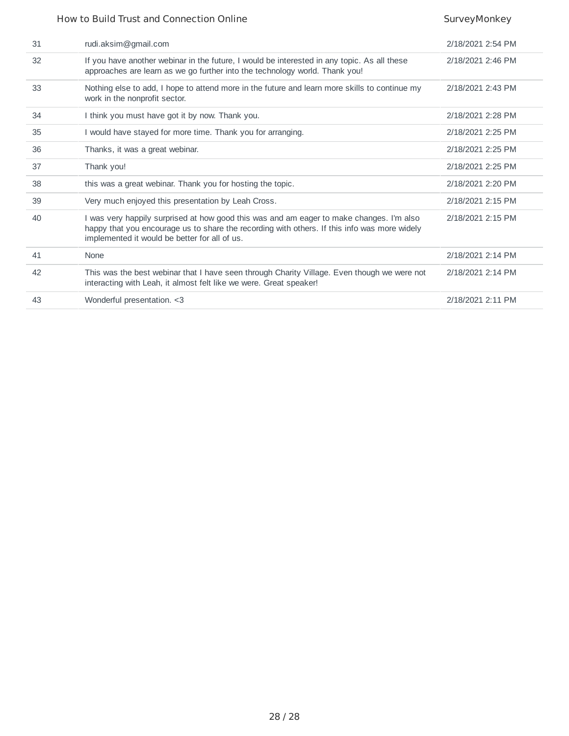| | | |
|---|---|---|
| 31 | rudi.aksim@gmail.com | 2/18/2021 2:54 PM |
| 32 | If you have another webinar in the future, I would be interested in any topic. As all these approaches are learn as we go further into the technology world. Thank you! | 2/18/2021 2:46 PM |
| 33 | Nothing else to add, I hope to attend more in the future and learn more skills to continue my work in the nonprofit sector. | 2/18/2021 2:43 PM |
| 34 | I think you must have got it by now. Thank you. | 2/18/2021 2:28 PM |
| 35 | I would have stayed for more time. Thank you for arranging. | 2/18/2021 2:25 PM |
| 36 | Thanks, it was a great webinar. | 2/18/2021 2:25 PM |
| 37 | Thank you! | 2/18/2021 2:25 PM |
| 38 | this was a great webinar. Thank you for hosting the topic. | 2/18/2021 2:20 PM |
| 39 | Very much enjoyed this presentation by Leah Cross. | 2/18/2021 2:15 PM |
| 40 | I was very happily surprised at how good this was and am eager to make changes. I'm also happy that you encourage us to share the recording with others. If this info was more widely implemented it would be better for all of us. | 2/18/2021 2:15 PM |
| 41 | None | 2/18/2021 2:14 PM |
| 42 | This was the best webinar that I have seen through Charity Village. Even though we were not interacting with Leah, it almost felt like we were. Great speaker! | 2/18/2021 2:14 PM |
| 43 | Wonderful presentation. <3 | 2/18/2021 2:11 PM |